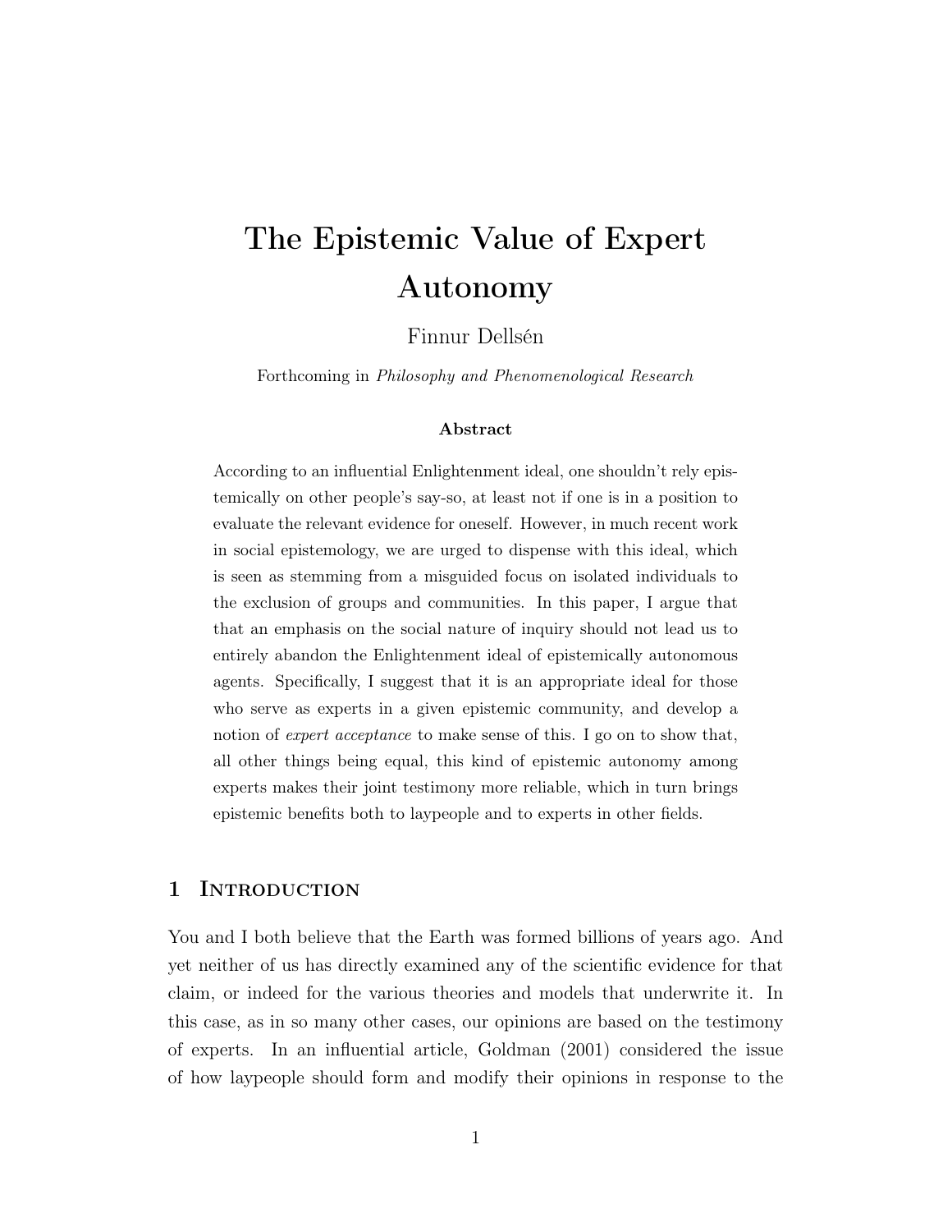# The Epistemic Value of Expert Autonomy

Finnur Dellsén

Forthcoming in *Philosophy and Phenomenological Research*

### Abstract

According to an influential Enlightenment ideal, one shouldn't rely epistemically on other people's say-so, at least not if one is in a position to evaluate the relevant evidence for oneself. However, in much recent work in social epistemology, we are urged to dispense with this ideal, which is seen as stemming from a misguided focus on isolated individuals to the exclusion of groups and communities. In this paper, I argue that that an emphasis on the social nature of inquiry should not lead us to entirely abandon the Enlightenment ideal of epistemically autonomous agents. Specifically, I suggest that it is an appropriate ideal for those who serve as experts in a given epistemic community, and develop a notion of *expert acceptance* to make sense of this. I go on to show that, all other things being equal, this kind of epistemic autonomy among experts makes their joint testimony more reliable, which in turn brings epistemic benefits both to laypeople and to experts in other fields.

## 1 Introduction

You and I both believe that the Earth was formed billions of years ago. And yet neither of us has directly examined any of the scientific evidence for that claim, or indeed for the various theories and models that underwrite it. In this case, as in so many other cases, our opinions are based on the testimony of experts. In an influential article, Goldman (2001) considered the issue of how laypeople should form and modify their opinions in response to the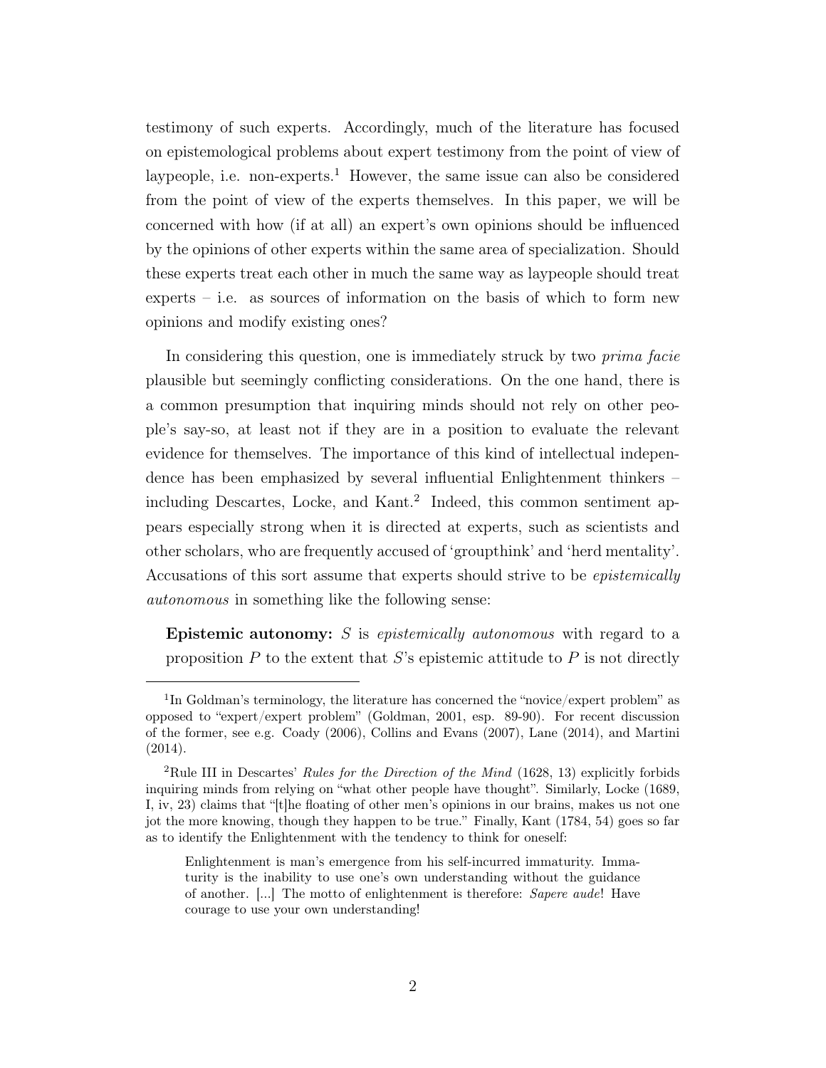testimony of such experts. Accordingly, much of the literature has focused on epistemological problems about expert testimony from the point of view of laypeople, i.e. non-experts.[1] However, the same issue can also be considered from the point of view of the experts themselves. In this paper, we will be concerned with how (if at all) an expert's own opinions should be influenced by the opinions of other experts within the same area of specialization. Should these experts treat each other in much the same way as laypeople should treat experts – i.e. as sources of information on the basis of which to form new opinions and modify existing ones?

In considering this question, one is immediately struck by two *prima facie* plausible but seemingly conflicting considerations. On the one hand, there is a common presumption that inquiring minds should not rely on other people's say-so, at least not if they are in a position to evaluate the relevant evidence for themselves. The importance of this kind of intellectual independence has been emphasized by several influential Enlightenment thinkers – including Descartes, Locke, and Kant.[2] Indeed, this common sentiment appears especially strong when it is directed at experts, such as scientists and other scholars, who are frequently accused of 'groupthink' and 'herd mentality'. Accusations of this sort assume that experts should strive to be *epistemically autonomous* in something like the following sense:

**Epistemic autonomy:** $S$ is *epistemically autonomous* with regard to a proposition $P$ to the extent that $S$'s epistemic attitude to $P$ is not directly

---

[1] In Goldman's terminology, the literature has concerned the "novice/expert problem" as opposed to "expert/expert problem" (Goldman, 2001, esp. 89-90). For recent discussion of the former, see e.g. Coady (2006), Collins and Evans (2007), Lane (2014), and Martini (2014).

[2] Rule III in Descartes' *Rules for the Direction of the Mind* (1628, 13) explicitly forbids inquiring minds from relying on "what other people have thought". Similarly, Locke (1689, I, iv, 23) claims that "[t]he floating of other men's opinions in our brains, makes us not one jot the more knowing, though they happen to be true." Finally, Kant (1784, 54) goes so far as to identify the Enlightenment with the tendency to think for oneself:

> Enlightenment is man's emergence from his self-incurred immaturity. Immaturity is the inability to use one's own understanding without the guidance of another. [...] The motto of enlightenment is therefore: *Sapere aude*! Have courage to use your own understanding!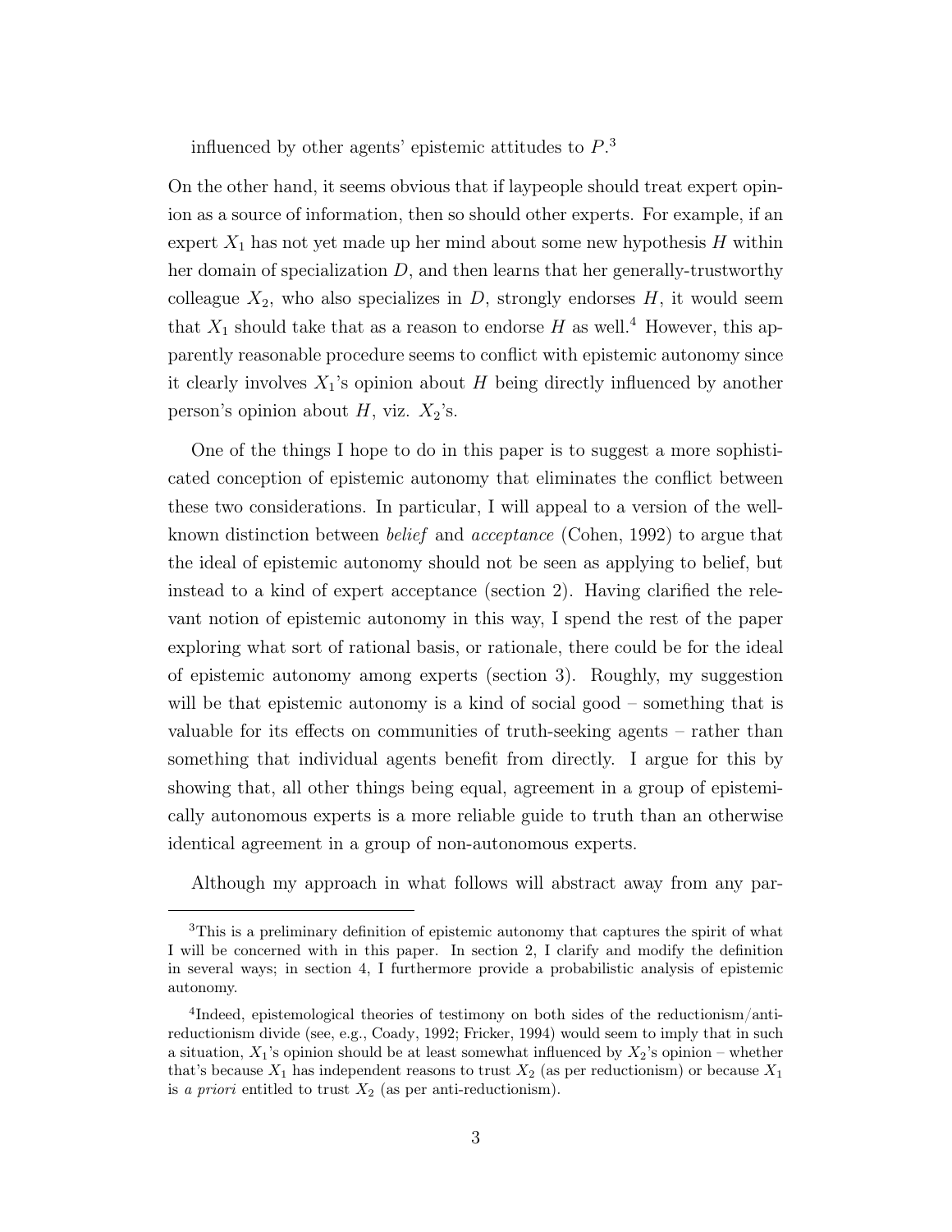influenced by other agents' epistemic attitudes to $P$.[3]

On the other hand, it seems obvious that if laypeople should treat expert opinion as a source of information, then so should other experts. For example, if an expert $X_1$ has not yet made up her mind about some new hypothesis $H$ within her domain of specialization $D$, and then learns that her generally-trustworthy colleague $X_2$, who also specializes in $D$, strongly endorses $H$, it would seem that $X_1$ should take that as a reason to endorse $H$ as well.[4] However, this apparently reasonable procedure seems to conflict with epistemic autonomy since it clearly involves $X_1$'s opinion about $H$ being directly influenced by another person's opinion about $H$, viz. $X_2$'s.

One of the things I hope to do in this paper is to suggest a more sophisticated conception of epistemic autonomy that eliminates the conflict between these two considerations. In particular, I will appeal to a version of the well-known distinction between *belief* and *acceptance* (Cohen, 1992) to argue that the ideal of epistemic autonomy should not be seen as applying to belief, but instead to a kind of expert acceptance (section 2). Having clarified the relevant notion of epistemic autonomy in this way, I spend the rest of the paper exploring what sort of rational basis, or rationale, there could be for the ideal of epistemic autonomy among experts (section 3). Roughly, my suggestion will be that epistemic autonomy is a kind of social good – something that is valuable for its effects on communities of truth-seeking agents – rather than something that individual agents benefit from directly. I argue for this by showing that, all other things being equal, agreement in a group of epistemically autonomous experts is a more reliable guide to truth than an otherwise identical agreement in a group of non-autonomous experts.

Although my approach in what follows will abstract away from any par-

---

[3] This is a preliminary definition of epistemic autonomy that captures the spirit of what I will be concerned with in this paper. In section 2, I clarify and modify the definition in several ways; in section 4, I furthermore provide a probabilistic analysis of epistemic autonomy.

[4] Indeed, epistemological theories of testimony on both sides of the reductionism/anti-reductionism divide (see, e.g., Coady, 1992; Fricker, 1994) would seem to imply that in such a situation, $X_1$'s opinion should be at least somewhat influenced by $X_2$'s opinion – whether that's because $X_1$ has independent reasons to trust $X_2$ (as per reductionism) or because $X_1$ is *a priori* entitled to trust $X_2$ (as per anti-reductionism).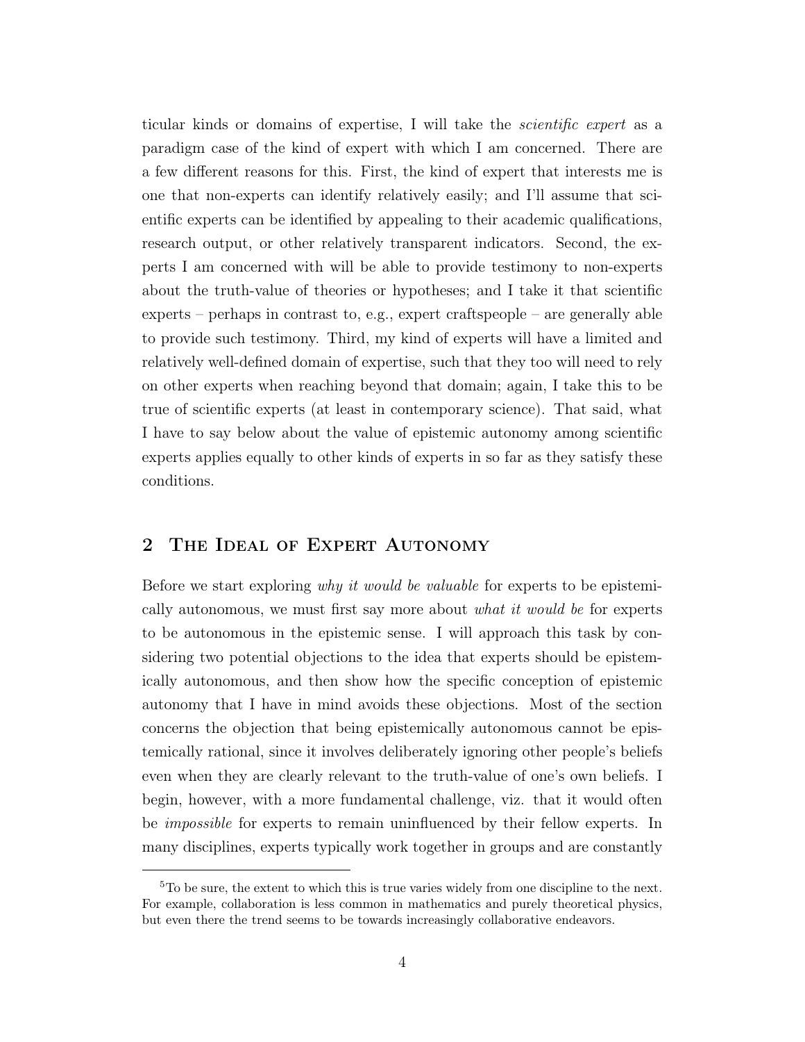ticular kinds or domains of expertise, I will take the *scientific expert* as a paradigm case of the kind of expert with which I am concerned. There are a few different reasons for this. First, the kind of expert that interests me is one that non-experts can identify relatively easily; and I'll assume that scientific experts can be identified by appealing to their academic qualifications, research output, or other relatively transparent indicators. Second, the experts I am concerned with will be able to provide testimony to non-experts about the truth-value of theories or hypotheses; and I take it that scientific experts – perhaps in contrast to, e.g., expert craftspeople – are generally able to provide such testimony. Third, my kind of experts will have a limited and relatively well-defined domain of expertise, such that they too will need to rely on other experts when reaching beyond that domain; again, I take this to be true of scientific experts (at least in contemporary science). That said, what I have to say below about the value of epistemic autonomy among scientific experts applies equally to other kinds of experts in so far as they satisfy these conditions.

## 2 The Ideal of Expert Autonomy

Before we start exploring *why it would be valuable* for experts to be epistemically autonomous, we must first say more about *what it would be* for experts to be autonomous in the epistemic sense. I will approach this task by considering two potential objections to the idea that experts should be epistemically autonomous, and then show how the specific conception of epistemic autonomy that I have in mind avoids these objections. Most of the section concerns the objection that being epistemically autonomous cannot be epistemically rational, since it involves deliberately ignoring other people's beliefs even when they are clearly relevant to the truth-value of one's own beliefs. I begin, however, with a more fundamental challenge, viz. that it would often be *impossible* for experts to remain uninfluenced by their fellow experts. In many disciplines, experts typically work together in groups and are constantly

[5] To be sure, the extent to which this is true varies widely from one discipline to the next. For example, collaboration is less common in mathematics and purely theoretical physics, but even there the trend seems to be towards increasingly collaborative endeavors.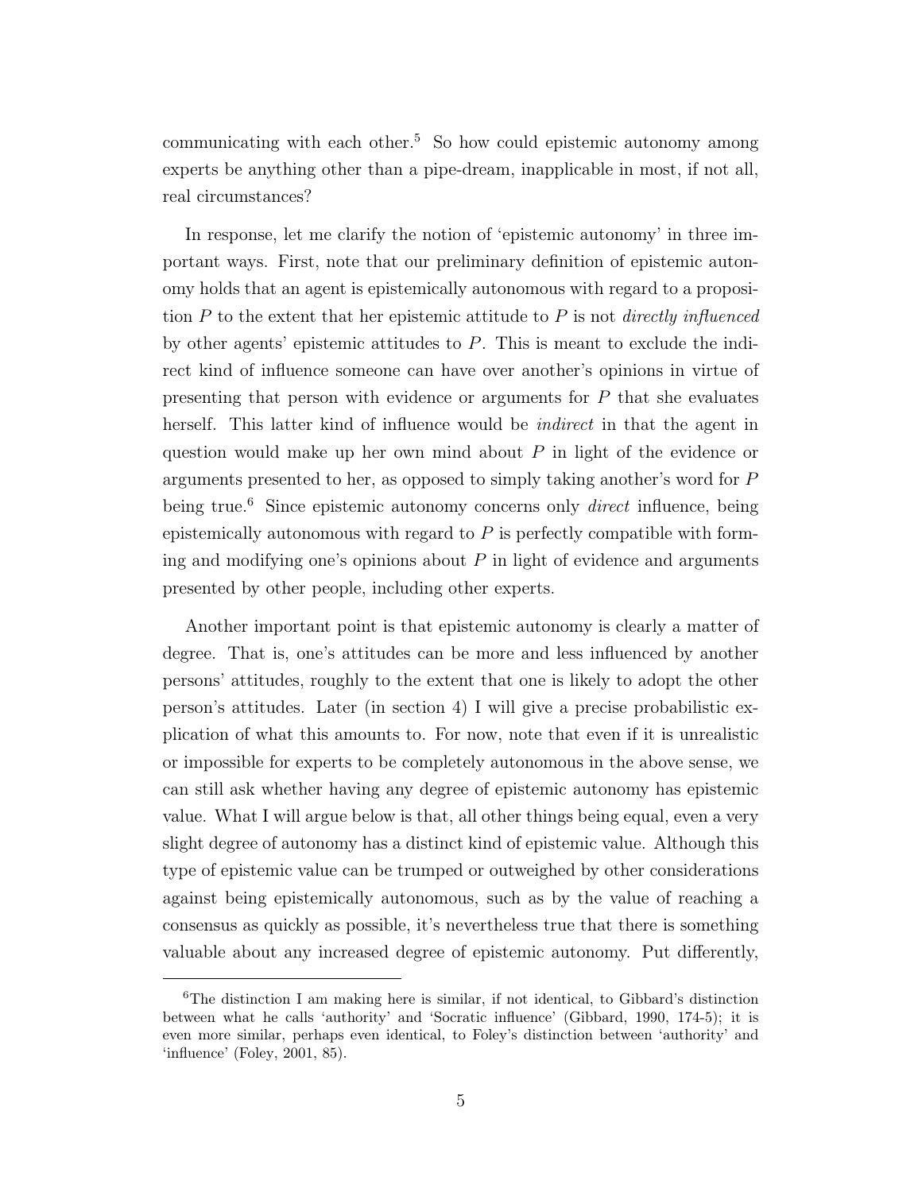communicating with each other.[5] So how could epistemic autonomy among experts be anything other than a pipe-dream, inapplicable in most, if not all, real circumstances?

In response, let me clarify the notion of 'epistemic autonomy' in three important ways. First, note that our preliminary definition of epistemic autonomy holds that an agent is epistemically autonomous with regard to a proposition $P$ to the extent that her epistemic attitude to $P$ is not *directly influenced* by other agents' epistemic attitudes to $P$. This is meant to exclude the indirect kind of influence someone can have over another's opinions in virtue of presenting that person with evidence or arguments for $P$ that she evaluates herself. This latter kind of influence would be *indirect* in that the agent in question would make up her own mind about $P$ in light of the evidence or arguments presented to her, as opposed to simply taking another's word for $P$ being true.[6] Since epistemic autonomy concerns only *direct* influence, being epistemically autonomous with regard to $P$ is perfectly compatible with forming and modifying one's opinions about $P$ in light of evidence and arguments presented by other people, including other experts.

Another important point is that epistemic autonomy is clearly a matter of degree. That is, one's attitudes can be more and less influenced by another persons' attitudes, roughly to the extent that one is likely to adopt the other person's attitudes. Later (in section 4) I will give a precise probabilistic explication of what this amounts to. For now, note that even if it is unrealistic or impossible for experts to be completely autonomous in the above sense, we can still ask whether having any degree of epistemic autonomy has epistemic value. What I will argue below is that, all other things being equal, even a very slight degree of autonomy has a distinct kind of epistemic value. Although this type of epistemic value can be trumped or outweighed by other considerations against being epistemically autonomous, such as by the value of reaching a consensus as quickly as possible, it's nevertheless true that there is something valuable about any increased degree of epistemic autonomy. Put differently,

[6] The distinction I am making here is similar, if not identical, to Gibbard's distinction between what he calls 'authority' and 'Socratic influence' (Gibbard, 1990, 174-5); it is even more similar, perhaps even identical, to Foley's distinction between 'authority' and 'influence' (Foley, 2001, 85).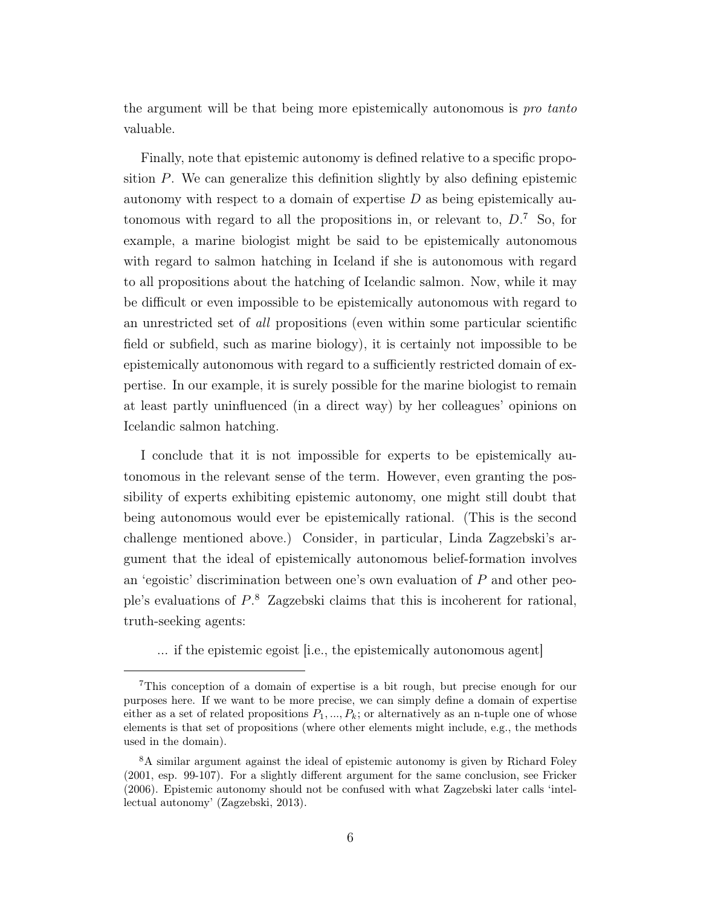the argument will be that being more epistemically autonomous is *pro tanto* valuable.

Finally, note that epistemic autonomy is defined relative to a specific proposition $P$. We can generalize this definition slightly by also defining epistemic autonomy with respect to a domain of expertise $D$ as being epistemically autonomous with regard to all the propositions in, or relevant to, $D$.[7] So, for example, a marine biologist might be said to be epistemically autonomous with regard to salmon hatching in Iceland if she is autonomous with regard to all propositions about the hatching of Icelandic salmon. Now, while it may be difficult or even impossible to be epistemically autonomous with regard to an unrestricted set of *all* propositions (even within some particular scientific field or subfield, such as marine biology), it is certainly not impossible to be epistemically autonomous with regard to a sufficiently restricted domain of expertise. In our example, it is surely possible for the marine biologist to remain at least partly uninfluenced (in a direct way) by her colleagues' opinions on Icelandic salmon hatching.

I conclude that it is not impossible for experts to be epistemically autonomous in the relevant sense of the term. However, even granting the possibility of experts exhibiting epistemic autonomy, one might still doubt that being autonomous would ever be epistemically rational. (This is the second challenge mentioned above.) Consider, in particular, Linda Zagzebski's argument that the ideal of epistemically autonomous belief-formation involves an 'egoistic' discrimination between one's own evaluation of $P$ and other people's evaluations of $P$.[8] Zagzebski claims that this is incoherent for rational, truth-seeking agents:

> ... if the epistemic egoist [i.e., the epistemically autonomous agent]

---

[7] This conception of a domain of expertise is a bit rough, but precise enough for our purposes here. If we want to be more precise, we can simply define a domain of expertise either as a set of related propositions $P_1, ..., P_k$; or alternatively as an n-tuple one of whose elements is that set of propositions (where other elements might include, e.g., the methods used in the domain).

[8] A similar argument against the ideal of epistemic autonomy is given by Richard Foley (2001, esp. 99-107). For a slightly different argument for the same conclusion, see Fricker (2006). Epistemic autonomy should not be confused with what Zagzebski later calls 'intellectual autonomy' (Zagzebski, 2013).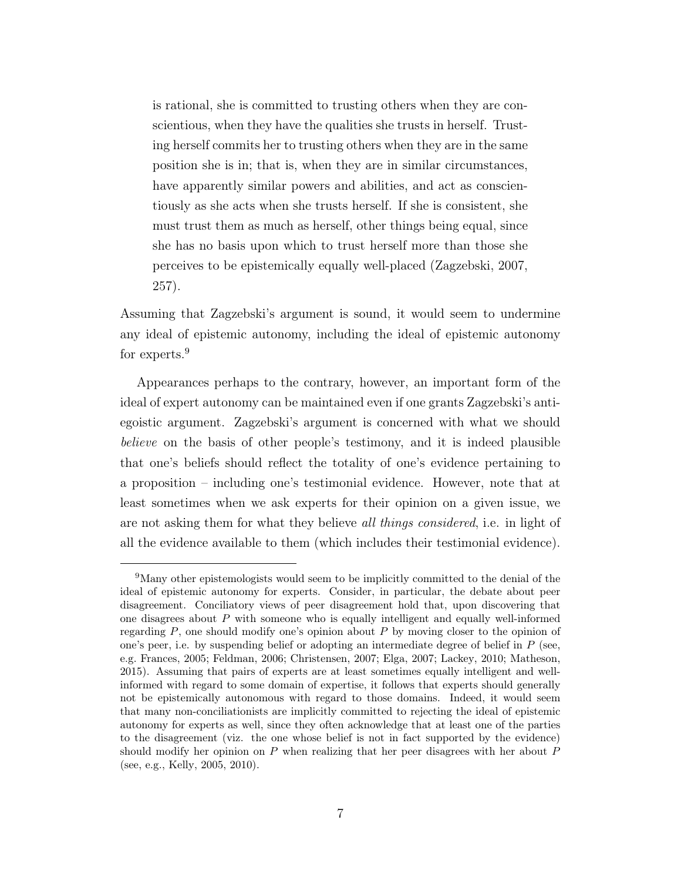> is rational, she is committed to trusting others when they are conscientious, when they have the qualities she trusts in herself. Trusting herself commits her to trusting others when they are in the same position she is in; that is, when they are in similar circumstances, have apparently similar powers and abilities, and act as conscientiously as she acts when she trusts herself. If she is consistent, she must trust them as much as herself, other things being equal, since she has no basis upon which to trust herself more than those she perceives to be epistemically equally well-placed (Zagzebski, 2007, 257).

Assuming that Zagzebski's argument is sound, it would seem to undermine any ideal of epistemic autonomy, including the ideal of epistemic autonomy for experts.[9]

Appearances perhaps to the contrary, however, an important form of the ideal of expert autonomy can be maintained even if one grants Zagzebski's anti-egoistic argument. Zagzebski's argument is concerned with what we should *believe* on the basis of other people's testimony, and it is indeed plausible that one's beliefs should reflect the totality of one's evidence pertaining to a proposition – including one's testimonial evidence. However, note that at least sometimes when we ask experts for their opinion on a given issue, we are not asking them for what they believe *all things considered*, i.e. in light of all the evidence available to them (which includes their testimonial evidence).

---

[9] Many other epistemologists would seem to be implicitly committed to the denial of the ideal of epistemic autonomy for experts. Consider, in particular, the debate about peer disagreement. Conciliatory views of peer disagreement hold that, upon discovering that one disagrees about $P$ with someone who is equally intelligent and equally well-informed regarding $P$, one should modify one's opinion about $P$ by moving closer to the opinion of one's peer, i.e. by suspending belief or adopting an intermediate degree of belief in $P$ (see, e.g. Frances, 2005; Feldman, 2006; Christensen, 2007; Elga, 2007; Lackey, 2010; Matheson, 2015). Assuming that pairs of experts are at least sometimes equally intelligent and well-informed with regard to some domain of expertise, it follows that experts should generally not be epistemically autonomous with regard to those domains. Indeed, it would seem that many non-conciliationists are implicitly committed to rejecting the ideal of epistemic autonomy for experts as well, since they often acknowledge that at least one of the parties to the disagreement (viz. the one whose belief is not in fact supported by the evidence) should modify her opinion on $P$ when realizing that her peer disagrees with her about $P$ (see, e.g., Kelly, 2005, 2010).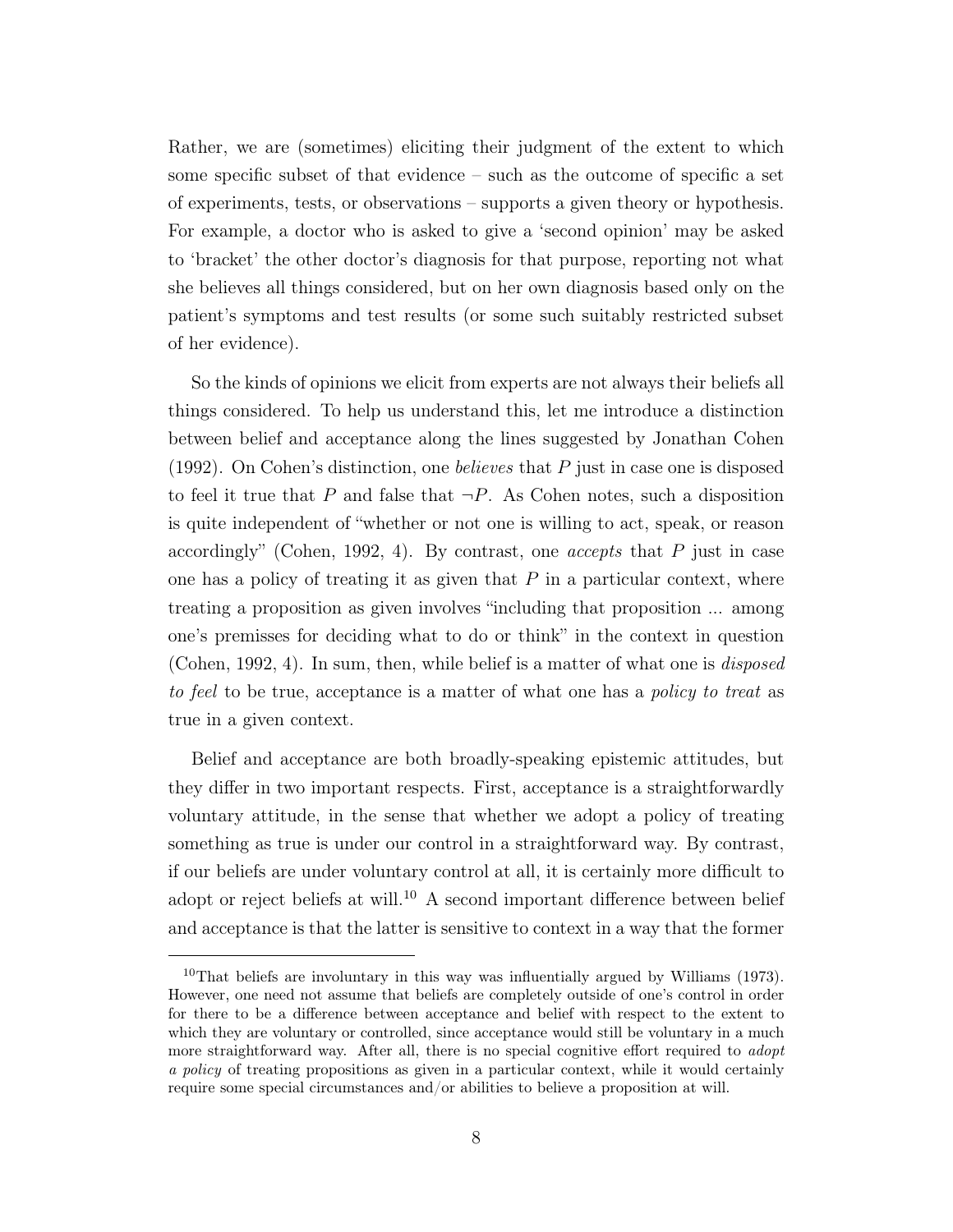Rather, we are (sometimes) eliciting their judgment of the extent to which some specific subset of that evidence – such as the outcome of specific a set of experiments, tests, or observations – supports a given theory or hypothesis. For example, a doctor who is asked to give a 'second opinion' may be asked to 'bracket' the other doctor's diagnosis for that purpose, reporting not what she believes all things considered, but on her own diagnosis based only on the patient's symptoms and test results (or some such suitably restricted subset of her evidence).

So the kinds of opinions we elicit from experts are not always their beliefs all things considered. To help us understand this, let me introduce a distinction between belief and acceptance along the lines suggested by Jonathan Cohen (1992). On Cohen's distinction, one *believes* that $P$ just in case one is disposed to feel it true that $P$ and false that $\neg P$. As Cohen notes, such a disposition is quite independent of "whether or not one is willing to act, speak, or reason accordingly" (Cohen, 1992, 4). By contrast, one *accepts* that $P$ just in case one has a policy of treating it as given that $P$ in a particular context, where treating a proposition as given involves "including that proposition ... among one's premisses for deciding what to do or think" in the context in question (Cohen, 1992, 4). In sum, then, while belief is a matter of what one is *disposed to feel* to be true, acceptance is a matter of what one has a *policy to treat* as true in a given context.

Belief and acceptance are both broadly-speaking epistemic attitudes, but they differ in two important respects. First, acceptance is a straightforwardly voluntary attitude, in the sense that whether we adopt a policy of treating something as true is under our control in a straightforward way. By contrast, if our beliefs are under voluntary control at all, it is certainly more difficult to adopt or reject beliefs at will.[10] A second important difference between belief and acceptance is that the latter is sensitive to context in a way that the former

[10] That beliefs are involuntary in this way was influentially argued by Williams (1973). However, one need not assume that beliefs are completely outside of one's control in order for there to be a difference between acceptance and belief with respect to the extent to which they are voluntary or controlled, since acceptance would still be voluntary in a much more straightforward way. After all, there is no special cognitive effort required to *adopt a policy* of treating propositions as given in a particular context, while it would certainly require some special circumstances and/or abilities to believe a proposition at will.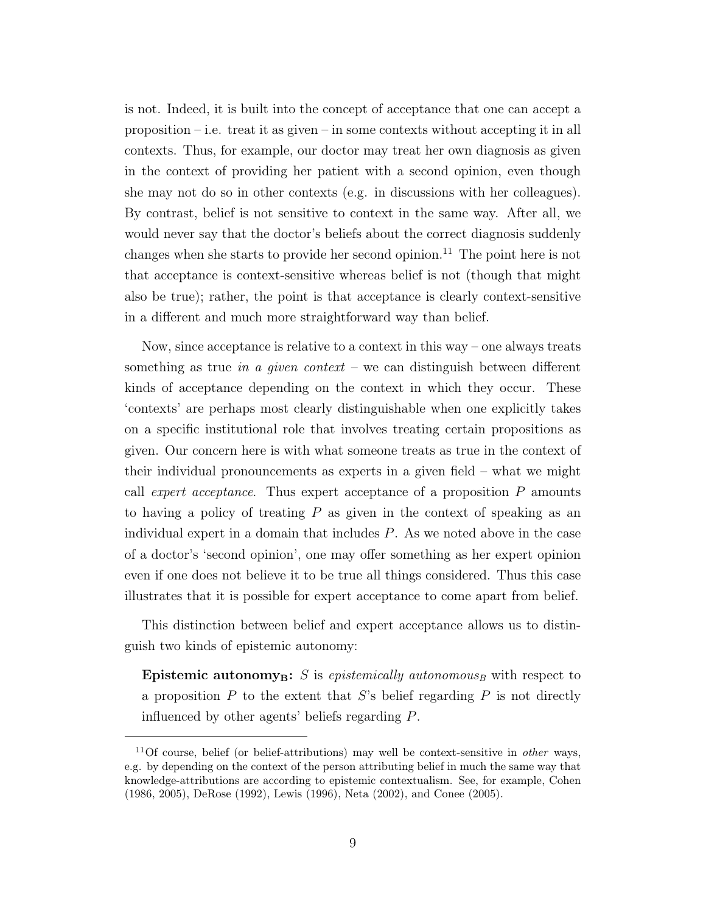is not. Indeed, it is built into the concept of acceptance that one can accept a proposition – i.e. treat it as given – in some contexts without accepting it in all contexts. Thus, for example, our doctor may treat her own diagnosis as given in the context of providing her patient with a second opinion, even though she may not do so in other contexts (e.g. in discussions with her colleagues). By contrast, belief is not sensitive to context in the same way. After all, we would never say that the doctor's beliefs about the correct diagnosis suddenly changes when she starts to provide her second opinion.[11] The point here is not that acceptance is context-sensitive whereas belief is not (though that might also be true); rather, the point is that acceptance is clearly context-sensitive in a different and much more straightforward way than belief.

Now, since acceptance is relative to a context in this way – one always treats something as true *in a given context* – we can distinguish between different kinds of acceptance depending on the context in which they occur. These 'contexts' are perhaps most clearly distinguishable when one explicitly takes on a specific institutional role that involves treating certain propositions as given. Our concern here is with what someone treats as true in the context of their individual pronouncements as experts in a given field – what we might call *expert acceptance*. Thus expert acceptance of a proposition $P$ amounts to having a policy of treating $P$ as given in the context of speaking as an individual expert in a domain that includes $P$. As we noted above in the case of a doctor's 'second opinion', one may offer something as her expert opinion even if one does not believe it to be true all things considered. Thus this case illustrates that it is possible for expert acceptance to come apart from belief.

This distinction between belief and expert acceptance allows us to distinguish two kinds of epistemic autonomy:

**Epistemic autonomy$_\mathbf{B}$:** $S$ is *epistemically autonomous$_B$* with respect to a proposition $P$ to the extent that $S$'s belief regarding $P$ is not directly influenced by other agents' beliefs regarding $P$.

[11] Of course, belief (or belief-attributions) may well be context-sensitive in *other* ways, e.g. by depending on the context of the person attributing belief in much the same way that knowledge-attributions are according to epistemic contextualism. See, for example, Cohen (1986, 2005), DeRose (1992), Lewis (1996), Neta (2002), and Conee (2005).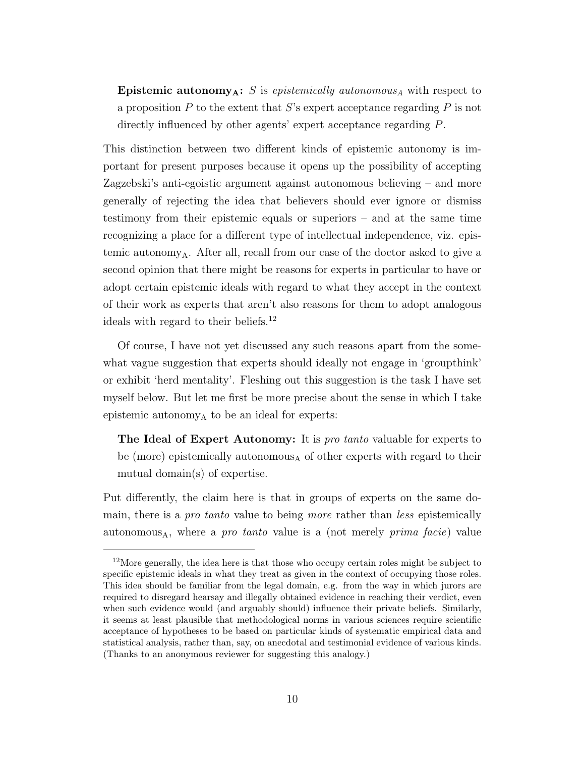**Epistemic autonomy$_A$:** $S$ is *epistemically autonomous$_A$* with respect to a proposition $P$ to the extent that $S$'s expert acceptance regarding $P$ is not directly influenced by other agents' expert acceptance regarding $P$.

This distinction between two different kinds of epistemic autonomy is important for present purposes because it opens up the possibility of accepting Zagzebski's anti-egoistic argument against autonomous believing – and more generally of rejecting the idea that believers should ever ignore or dismiss testimony from their epistemic equals or superiors – and at the same time recognizing a place for a different type of intellectual independence, viz. epistemic autonomy$_A$. After all, recall from our case of the doctor asked to give a second opinion that there might be reasons for experts in particular to have or adopt certain epistemic ideals with regard to what they accept in the context of their work as experts that aren't also reasons for them to adopt analogous ideals with regard to their beliefs.[12]

Of course, I have not yet discussed any such reasons apart from the somewhat vague suggestion that experts should ideally not engage in 'groupthink' or exhibit 'herd mentality'. Fleshing out this suggestion is the task I have set myself below. But let me first be more precise about the sense in which I take epistemic autonomy$_A$ to be an ideal for experts:

**The Ideal of Expert Autonomy:** It is *pro tanto* valuable for experts to be (more) epistemically autonomous$_A$ of other experts with regard to their mutual domain(s) of expertise.

Put differently, the claim here is that in groups of experts on the same domain, there is a *pro tanto* value to being *more* rather than *less* epistemically autonomous$_A$, where a *pro tanto* value is a (not merely *prima facie*) value

[12] More generally, the idea here is that those who occupy certain roles might be subject to specific epistemic ideals in what they treat as given in the context of occupying those roles. This idea should be familiar from the legal domain, e.g. from the way in which jurors are required to disregard hearsay and illegally obtained evidence in reaching their verdict, even when such evidence would (and arguably should) influence their private beliefs. Similarly, it seems at least plausible that methodological norms in various sciences require scientific acceptance of hypotheses to be based on particular kinds of systematic empirical data and statistical analysis, rather than, say, on anecdotal and testimonial evidence of various kinds. (Thanks to an anonymous reviewer for suggesting this analogy.)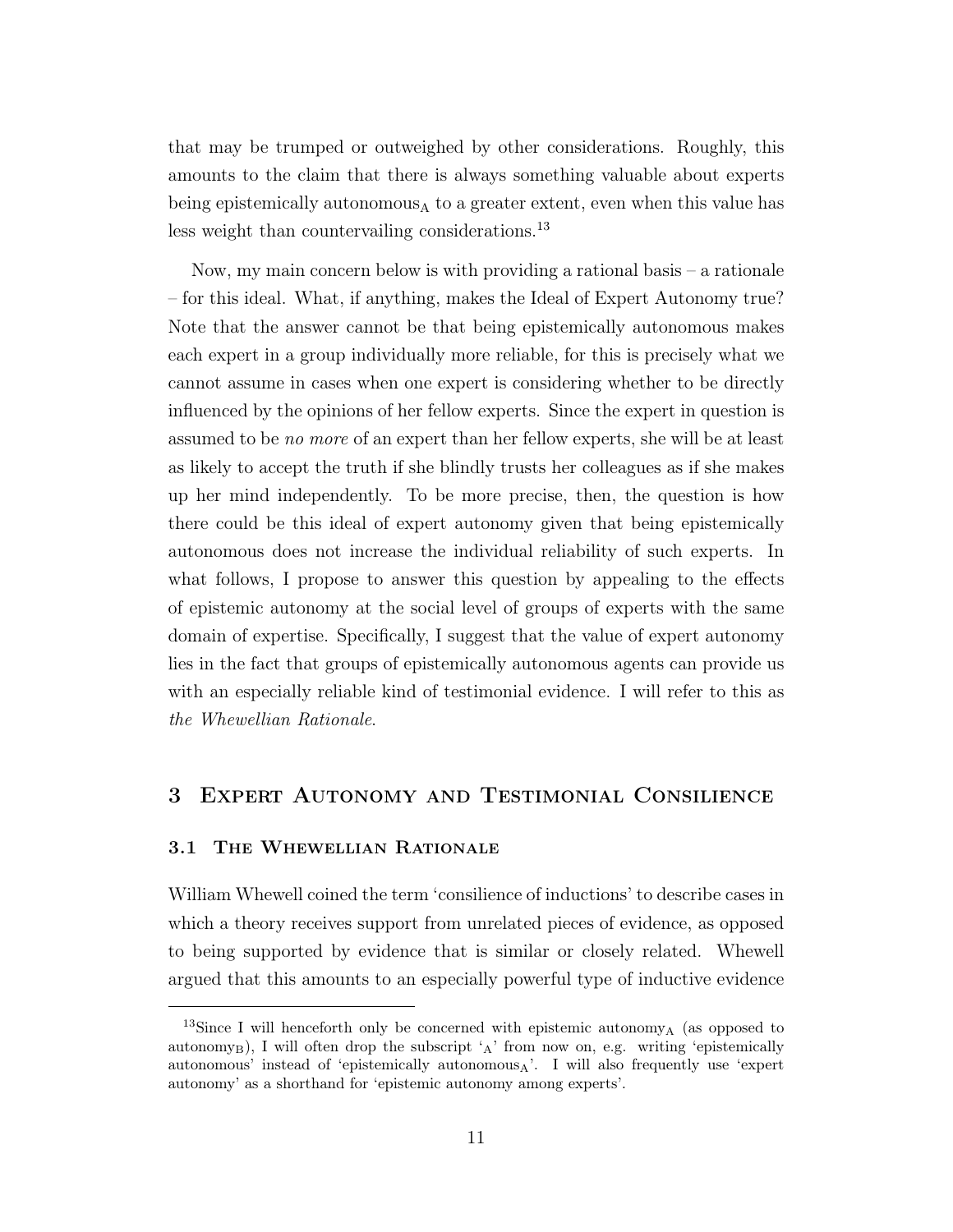that may be trumped or outweighed by other considerations. Roughly, this amounts to the claim that there is always something valuable about experts being epistemically autonomous$_A$ to a greater extent, even when this value has less weight than countervailing considerations.[13]

Now, my main concern below is with providing a rational basis – a rationale – for this ideal. What, if anything, makes the Ideal of Expert Autonomy true? Note that the answer cannot be that being epistemically autonomous makes each expert in a group individually more reliable, for this is precisely what we cannot assume in cases when one expert is considering whether to be directly influenced by the opinions of her fellow experts. Since the expert in question is assumed to be *no more* of an expert than her fellow experts, she will be at least as likely to accept the truth if she blindly trusts her colleagues as if she makes up her mind independently. To be more precise, then, the question is how there could be this ideal of expert autonomy given that being epistemically autonomous does not increase the individual reliability of such experts. In what follows, I propose to answer this question by appealing to the effects of epistemic autonomy at the social level of groups of experts with the same domain of expertise. Specifically, I suggest that the value of expert autonomy lies in the fact that groups of epistemically autonomous agents can provide us with an especially reliable kind of testimonial evidence. I will refer to this as *the Whewellian Rationale*.

## 3 Expert Autonomy and Testimonial Consilience

### 3.1 The Whewellian Rationale

William Whewell coined the term 'consilience of inductions' to describe cases in which a theory receives support from unrelated pieces of evidence, as opposed to being supported by evidence that is similar or closely related. Whewell argued that this amounts to an especially powerful type of inductive evidence

---

[13] Since I will henceforth only be concerned with epistemic autonomy$_A$ (as opposed to autonomy$_B$), I will often drop the subscript '$_A$' from now on, e.g. writing 'epistemically autonomous' instead of 'epistemically autonomous$_A$'. I will also frequently use 'expert autonomy' as a shorthand for 'epistemic autonomy among experts'.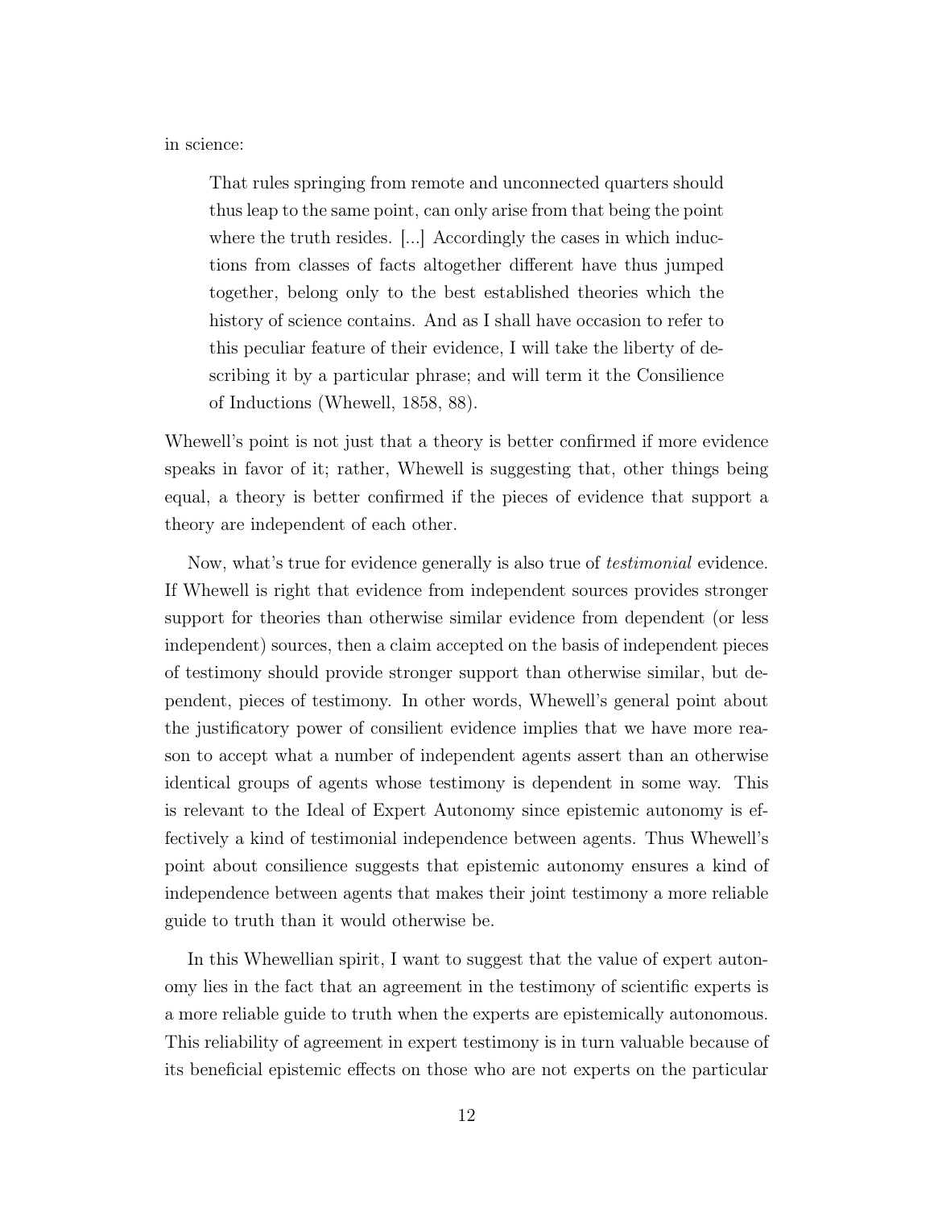in science:

> That rules springing from remote and unconnected quarters should thus leap to the same point, can only arise from that being the point where the truth resides. [...] Accordingly the cases in which inductions from classes of facts altogether different have thus jumped together, belong only to the best established theories which the history of science contains. And as I shall have occasion to refer to this peculiar feature of their evidence, I will take the liberty of describing it by a particular phrase; and will term it the Consilience of Inductions (Whewell, 1858, 88).

Whewell's point is not just that a theory is better confirmed if more evidence speaks in favor of it; rather, Whewell is suggesting that, other things being equal, a theory is better confirmed if the pieces of evidence that support a theory are independent of each other.

Now, what's true for evidence generally is also true of *testimonial* evidence. If Whewell is right that evidence from independent sources provides stronger support for theories than otherwise similar evidence from dependent (or less independent) sources, then a claim accepted on the basis of independent pieces of testimony should provide stronger support than otherwise similar, but dependent, pieces of testimony. In other words, Whewell's general point about the justificatory power of consilient evidence implies that we have more reason to accept what a number of independent agents assert than an otherwise identical groups of agents whose testimony is dependent in some way. This is relevant to the Ideal of Expert Autonomy since epistemic autonomy is effectively a kind of testimonial independence between agents. Thus Whewell's point about consilience suggests that epistemic autonomy ensures a kind of independence between agents that makes their joint testimony a more reliable guide to truth than it would otherwise be.

In this Whewellian spirit, I want to suggest that the value of expert autonomy lies in the fact that an agreement in the testimony of scientific experts is a more reliable guide to truth when the experts are epistemically autonomous. This reliability of agreement in expert testimony is in turn valuable because of its beneficial epistemic effects on those who are not experts on the particular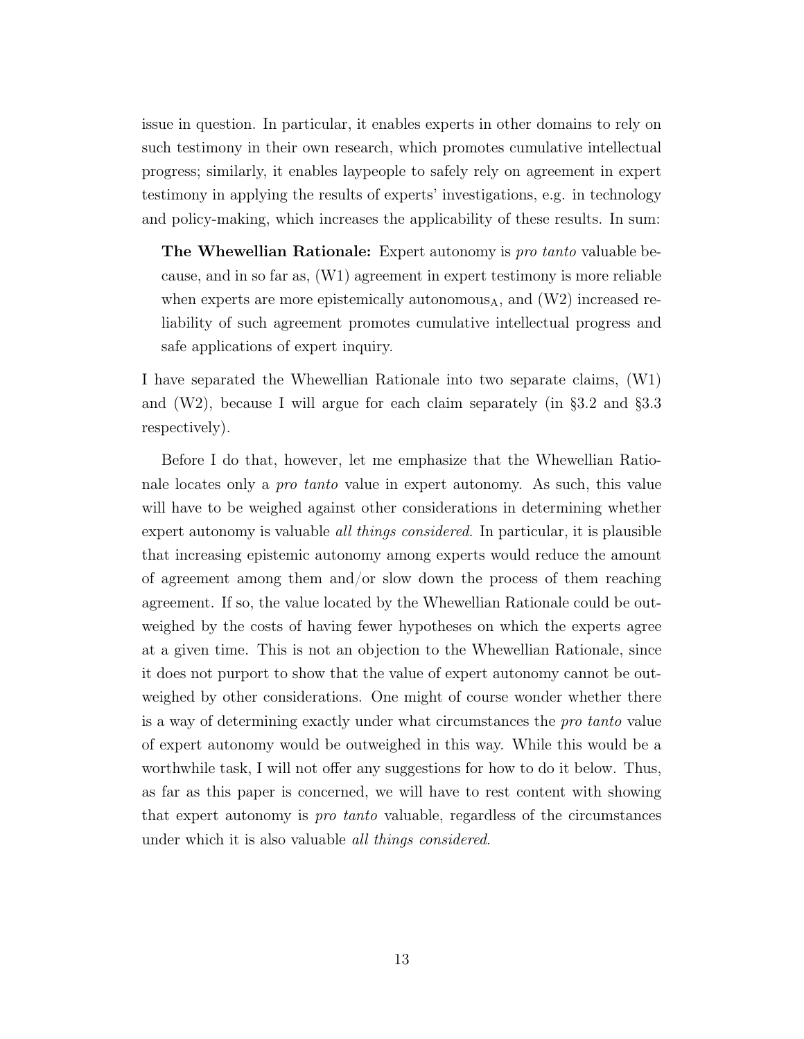issue in question. In particular, it enables experts in other domains to rely on such testimony in their own research, which promotes cumulative intellectual progress; similarly, it enables laypeople to safely rely on agreement in expert testimony in applying the results of experts' investigations, e.g. in technology and policy-making, which increases the applicability of these results. In sum:

> **The Whewellian Rationale:** Expert autonomy is *pro tanto* valuable because, and in so far as, (W1) agreement in expert testimony is more reliable when experts are more epistemically autonomous$_{\text{A}}$, and (W2) increased reliability of such agreement promotes cumulative intellectual progress and safe applications of expert inquiry.

I have separated the Whewellian Rationale into two separate claims, (W1) and (W2), because I will argue for each claim separately (in §3.2 and §3.3 respectively).

Before I do that, however, let me emphasize that the Whewellian Rationale locates only a *pro tanto* value in expert autonomy. As such, this value will have to be weighed against other considerations in determining whether expert autonomy is valuable *all things considered*. In particular, it is plausible that increasing epistemic autonomy among experts would reduce the amount of agreement among them and/or slow down the process of them reaching agreement. If so, the value located by the Whewellian Rationale could be outweighed by the costs of having fewer hypotheses on which the experts agree at a given time. This is not an objection to the Whewellian Rationale, since it does not purport to show that the value of expert autonomy cannot be outweighed by other considerations. One might of course wonder whether there is a way of determining exactly under what circumstances the *pro tanto* value of expert autonomy would be outweighed in this way. While this would be a worthwhile task, I will not offer any suggestions for how to do it below. Thus, as far as this paper is concerned, we will have to rest content with showing that expert autonomy is *pro tanto* valuable, regardless of the circumstances under which it is also valuable *all things considered*.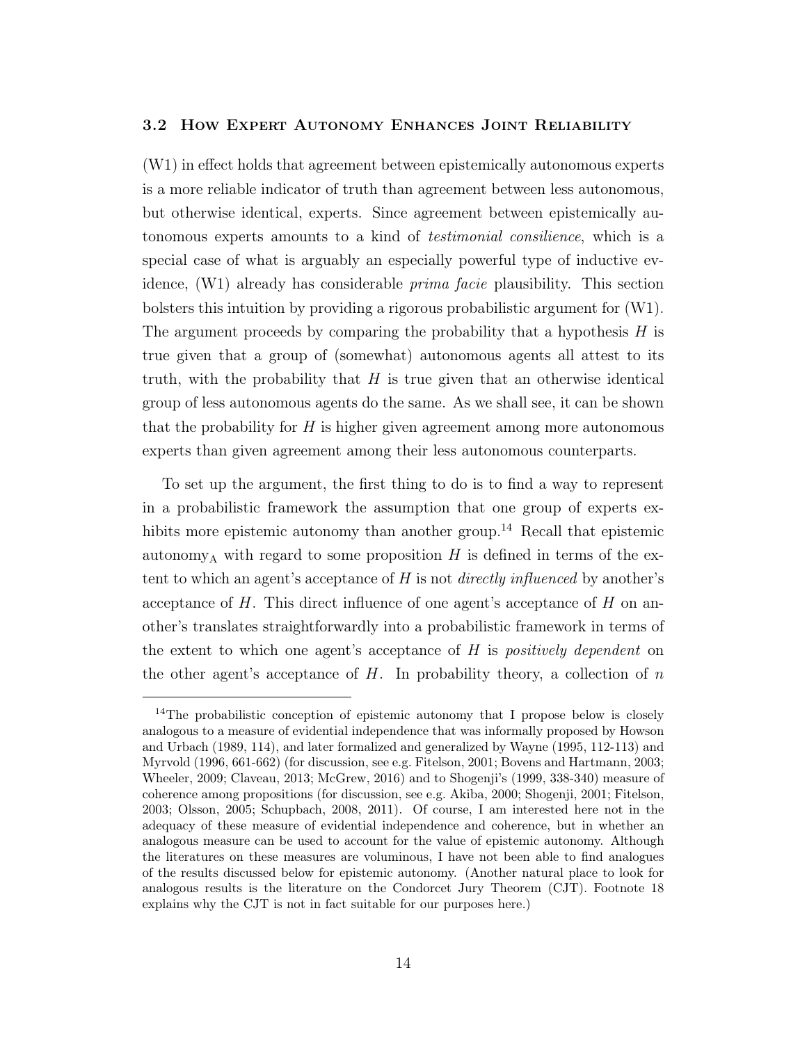### 3.2 How Expert Autonomy Enhances Joint Reliability

(W1) in effect holds that agreement between epistemically autonomous experts is a more reliable indicator of truth than agreement between less autonomous, but otherwise identical, experts. Since agreement between epistemically autonomous experts amounts to a kind of *testimonial consilience*, which is a special case of what is arguably an especially powerful type of inductive evidence, (W1) already has considerable *prima facie* plausibility. This section bolsters this intuition by providing a rigorous probabilistic argument for (W1). The argument proceeds by comparing the probability that a hypothesis $H$ is true given that a group of (somewhat) autonomous agents all attest to its truth, with the probability that $H$ is true given that an otherwise identical group of less autonomous agents do the same. As we shall see, it can be shown that the probability for $H$ is higher given agreement among more autonomous experts than given agreement among their less autonomous counterparts.

To set up the argument, the first thing to do is to find a way to represent in a probabilistic framework the assumption that one group of experts exhibits more epistemic autonomy than another group.[14] Recall that epistemic autonomy$_\text{A}$ with regard to some proposition $H$ is defined in terms of the extent to which an agent's acceptance of $H$ is not *directly influenced* by another's acceptance of $H$. This direct influence of one agent's acceptance of $H$ on another's translates straightforwardly into a probabilistic framework in terms of the extent to which one agent's acceptance of $H$ is *positively dependent* on the other agent's acceptance of $H$. In probability theory, a collection of $n$

---

[14] The probabilistic conception of epistemic autonomy that I propose below is closely analogous to a measure of evidential independence that was informally proposed by Howson and Urbach (1989, 114), and later formalized and generalized by Wayne (1995, 112-113) and Myrvold (1996, 661-662) (for discussion, see e.g. Fitelson, 2001; Bovens and Hartmann, 2003; Wheeler, 2009; Claveau, 2013; McGrew, 2016) and to Shogenji's (1999, 338-340) measure of coherence among propositions (for discussion, see e.g. Akiba, 2000; Shogenji, 2001; Fitelson, 2003; Olsson, 2005; Schupbach, 2008, 2011). Of course, I am interested here not in the adequacy of these measure of evidential independence and coherence, but in whether an analogous measure can be used to account for the value of epistemic autonomy. Although the literatures on these measures are voluminous, I have not been able to find analogues of the results discussed below for epistemic autonomy. (Another natural place to look for analogous results is the literature on the Condorcet Jury Theorem (CJT). Footnote 18 explains why the CJT is not in fact suitable for our purposes here.)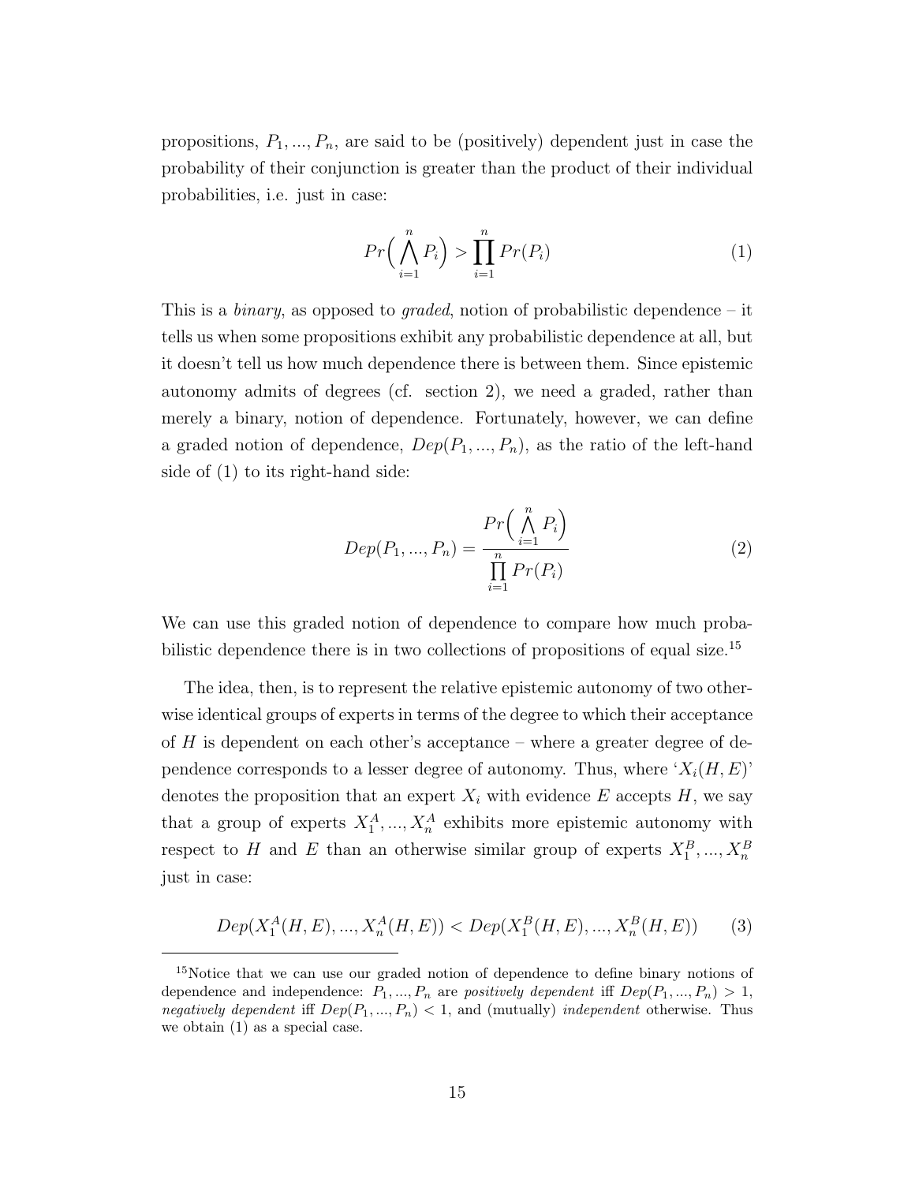propositions, $P_1, ..., P_n$, are said to be (positively) dependent just in case the probability of their conjunction is greater than the product of their individual probabilities, i.e. just in case:

$$Pr\Big(\bigwedge_{i=1}^{n} P_i\Big) > \prod_{i=1}^{n} Pr(P_i) \tag{1}$$

This is a *binary*, as opposed to *graded*, notion of probabilistic dependence – it tells us when some propositions exhibit any probabilistic dependence at all, but it doesn't tell us how much dependence there is between them. Since epistemic autonomy admits of degrees (cf. section 2), we need a graded, rather than merely a binary, notion of dependence. Fortunately, however, we can define a graded notion of dependence, $Dep(P_1, ..., P_n)$, as the ratio of the left-hand side of (1) to its right-hand side:

$$Dep(P_1, ..., P_n) = \frac{Pr\Big(\bigwedge_{i=1}^{n} P_i\Big)}{\prod_{i=1}^{n} Pr(P_i)} \tag{2}$$

We can use this graded notion of dependence to compare how much probabilistic dependence there is in two collections of propositions of equal size.[15]

The idea, then, is to represent the relative epistemic autonomy of two otherwise identical groups of experts in terms of the degree to which their acceptance of $H$ is dependent on each other's acceptance – where a greater degree of dependence corresponds to a lesser degree of autonomy. Thus, where '$X_i(H, E)$' denotes the proposition that an expert $X_i$ with evidence $E$ accepts $H$, we say that a group of experts $X_1^A, ..., X_n^A$ exhibits more epistemic autonomy with respect to $H$ and $E$ than an otherwise similar group of experts $X_1^B, ..., X_n^B$ just in case:

$$Dep(X_1^A(H, E), ..., X_n^A(H, E)) < Dep(X_1^B(H, E), ..., X_n^B(H, E)) \tag{3}$$

[15] Notice that we can use our graded notion of dependence to define binary notions of dependence and independence: $P_1, ..., P_n$ are *positively dependent* iff $Dep(P_1, ..., P_n) > 1$, *negatively dependent* iff $Dep(P_1, ..., P_n) < 1$, and (mutually) *independent* otherwise. Thus we obtain (1) as a special case.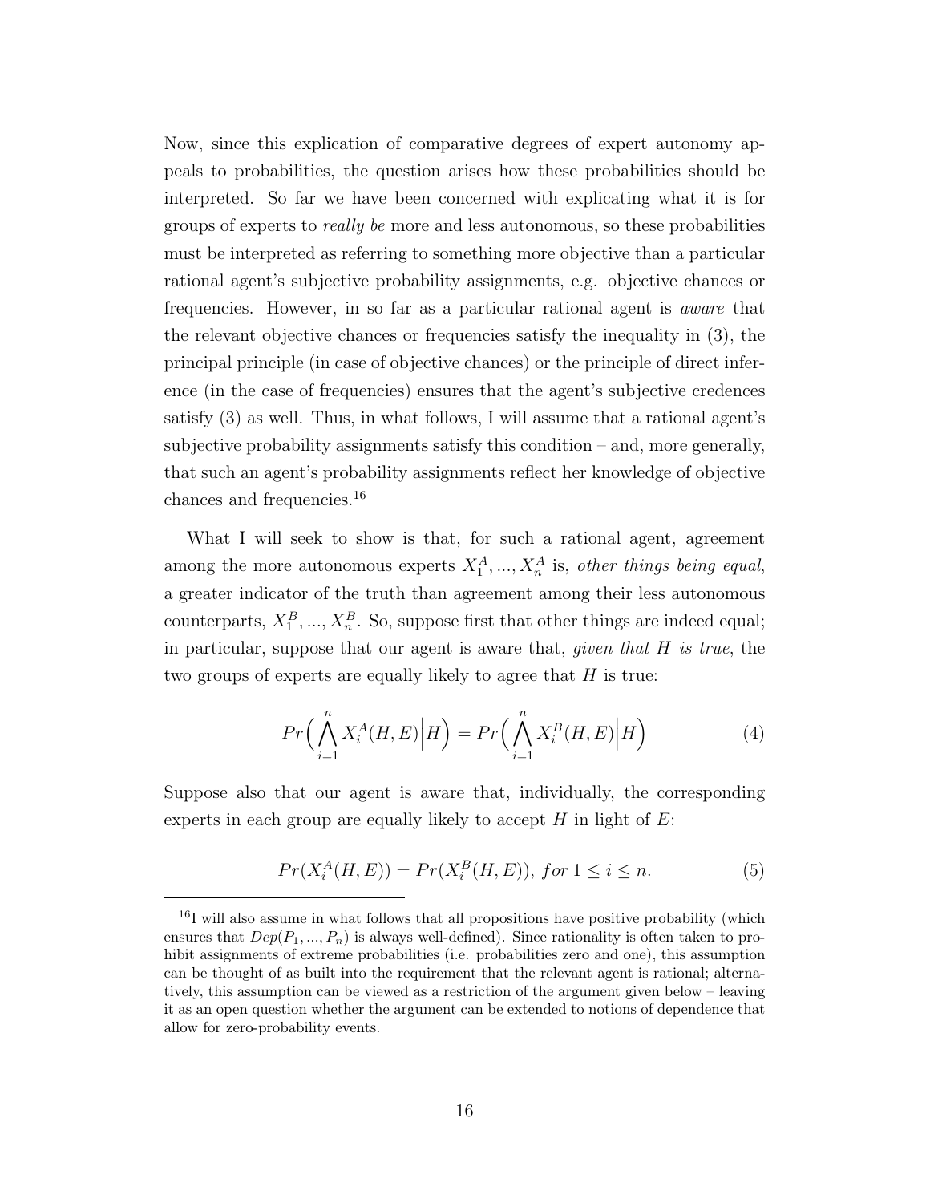Now, since this explication of comparative degrees of expert autonomy appeals to probabilities, the question arises how these probabilities should be interpreted. So far we have been concerned with explicating what it is for groups of experts to *really be* more and less autonomous, so these probabilities must be interpreted as referring to something more objective than a particular rational agent's subjective probability assignments, e.g. objective chances or frequencies. However, in so far as a particular rational agent is *aware* that the relevant objective chances or frequencies satisfy the inequality in (3), the principal principle (in case of objective chances) or the principle of direct inference (in the case of frequencies) ensures that the agent's subjective credences satisfy (3) as well. Thus, in what follows, I will assume that a rational agent's subjective probability assignments satisfy this condition – and, more generally, that such an agent's probability assignments reflect her knowledge of objective chances and frequencies.[16]

What I will seek to show is that, for such a rational agent, agreement among the more autonomous experts $X_1^A, ..., X_n^A$ is, *other things being equal*, a greater indicator of the truth than agreement among their less autonomous counterparts, $X_1^B, ..., X_n^B$. So, suppose first that other things are indeed equal; in particular, suppose that our agent is aware that, *given that $H$ is true*, the two groups of experts are equally likely to agree that $H$ is true:

$$Pr\Big(\bigwedge_{i=1}^{n} X_i^A(H,E)\Big|H\Big) = Pr\Big(\bigwedge_{i=1}^{n} X_i^B(H,E)\Big|H\Big) \tag{4}$$

Suppose also that our agent is aware that, individually, the corresponding experts in each group are equally likely to accept $H$ in light of $E$:

$$Pr(X_i^A(H,E)) = Pr(X_i^B(H,E)),\ for\ 1 \leq i \leq n. \tag{5}$$

[16] I will also assume in what follows that all propositions have positive probability (which ensures that $Dep(P_1, ..., P_n)$ is always well-defined). Since rationality is often taken to prohibit assignments of extreme probabilities (i.e. probabilities zero and one), this assumption can be thought of as built into the requirement that the relevant agent is rational; alternatively, this assumption can be viewed as a restriction of the argument given below – leaving it as an open question whether the argument can be extended to notions of dependence that allow for zero-probability events.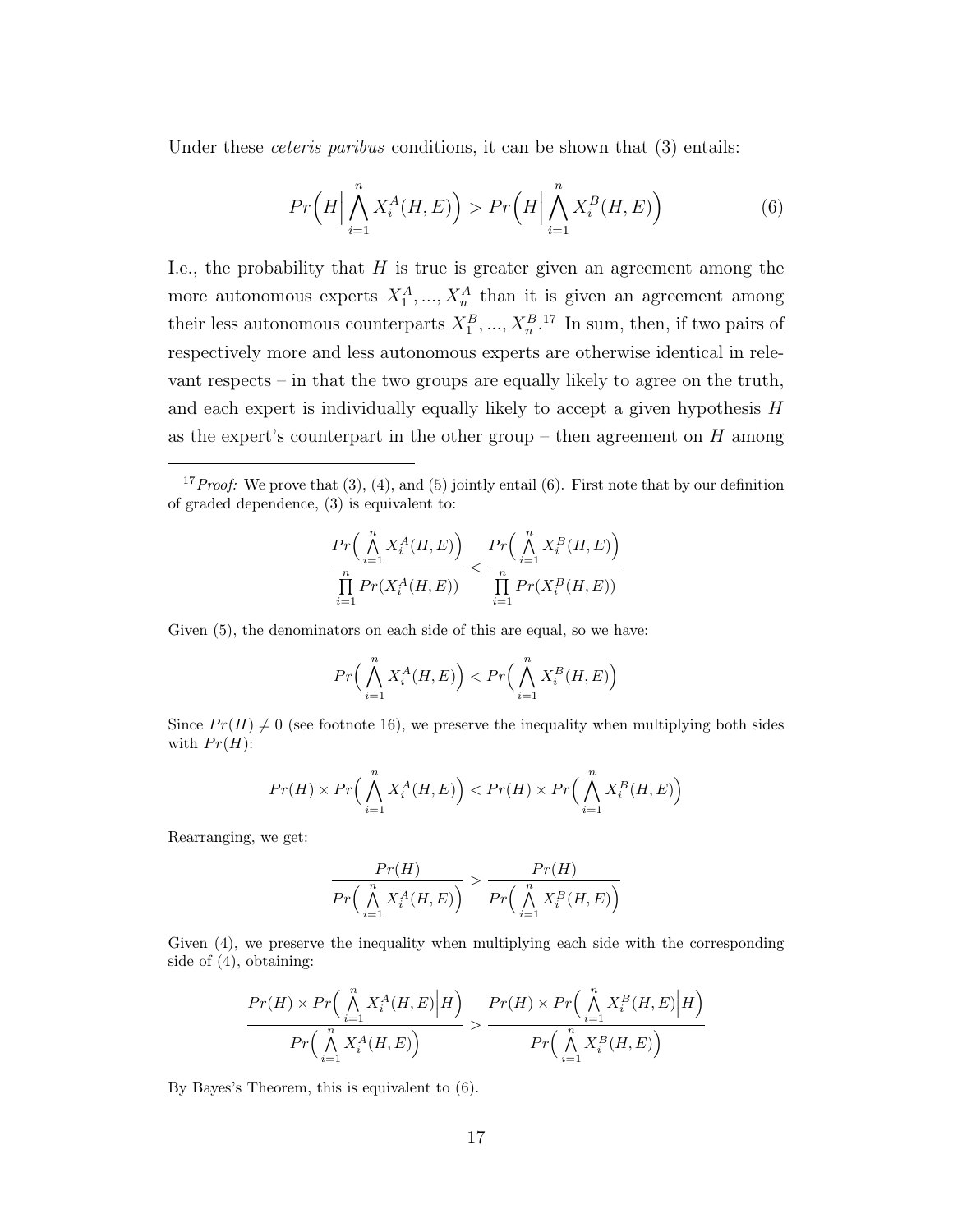Under these *ceteris paribus* conditions, it can be shown that (3) entails:

$$Pr\Big(H\Big|\bigwedge_{i=1}^{n} X_i^A(H,E)\Big) > Pr\Big(H\Big|\bigwedge_{i=1}^{n} X_i^B(H,E)\Big) \tag{6}$$

I.e., the probability that $H$ is true is greater given an agreement among the more autonomous experts $X_1^A, ..., X_n^A$ than it is given an agreement among their less autonomous counterparts $X_1^B, ..., X_n^B$.[17] In sum, then, if two pairs of respectively more and less autonomous experts are otherwise identical in relevant respects – in that the two groups are equally likely to agree on the truth, and each expert is individually equally likely to accept a given hypothesis $H$ as the expert's counterpart in the other group – then agreement on $H$ among

---

[17] *Proof:* We prove that (3), (4), and (5) jointly entail (6). First note that by our definition of graded dependence, (3) is equivalent to:

$$\frac{Pr\Big(\bigwedge_{i=1}^{n} X_i^A(H,E)\Big)}{\prod_{i=1}^{n} Pr(X_i^A(H,E))} < \frac{Pr\Big(\bigwedge_{i=1}^{n} X_i^B(H,E)\Big)}{\prod_{i=1}^{n} Pr(X_i^B(H,E))}$$

Given (5), the denominators on each side of this are equal, so we have:

$$Pr\Big(\bigwedge_{i=1}^{n} X_i^A(H,E)\Big) < Pr\Big(\bigwedge_{i=1}^{n} X_i^B(H,E)\Big)$$

Since $Pr(H) \neq 0$ (see footnote 16), we preserve the inequality when multiplying both sides with $Pr(H)$:

$$Pr(H) \times Pr\Big(\bigwedge_{i=1}^{n} X_i^A(H,E)\Big) < Pr(H) \times Pr\Big(\bigwedge_{i=1}^{n} X_i^B(H,E)\Big)$$

Rearranging, we get:

$$\frac{Pr(H)}{Pr\Big(\bigwedge_{i=1}^{n} X_i^A(H,E)\Big)} > \frac{Pr(H)}{Pr\Big(\bigwedge_{i=1}^{n} X_i^B(H,E)\Big)}$$

Given (4), we preserve the inequality when multiplying each side with the corresponding side of (4), obtaining:

$$\frac{Pr(H) \times Pr\Big(\bigwedge_{i=1}^{n} X_i^A(H,E)\Big|H\Big)}{Pr\Big(\bigwedge_{i=1}^{n} X_i^A(H,E)\Big)} > \frac{Pr(H) \times Pr\Big(\bigwedge_{i=1}^{n} X_i^B(H,E)\Big|H\Big)}{Pr\Big(\bigwedge_{i=1}^{n} X_i^B(H,E)\Big)}$$

By Bayes's Theorem, this is equivalent to (6).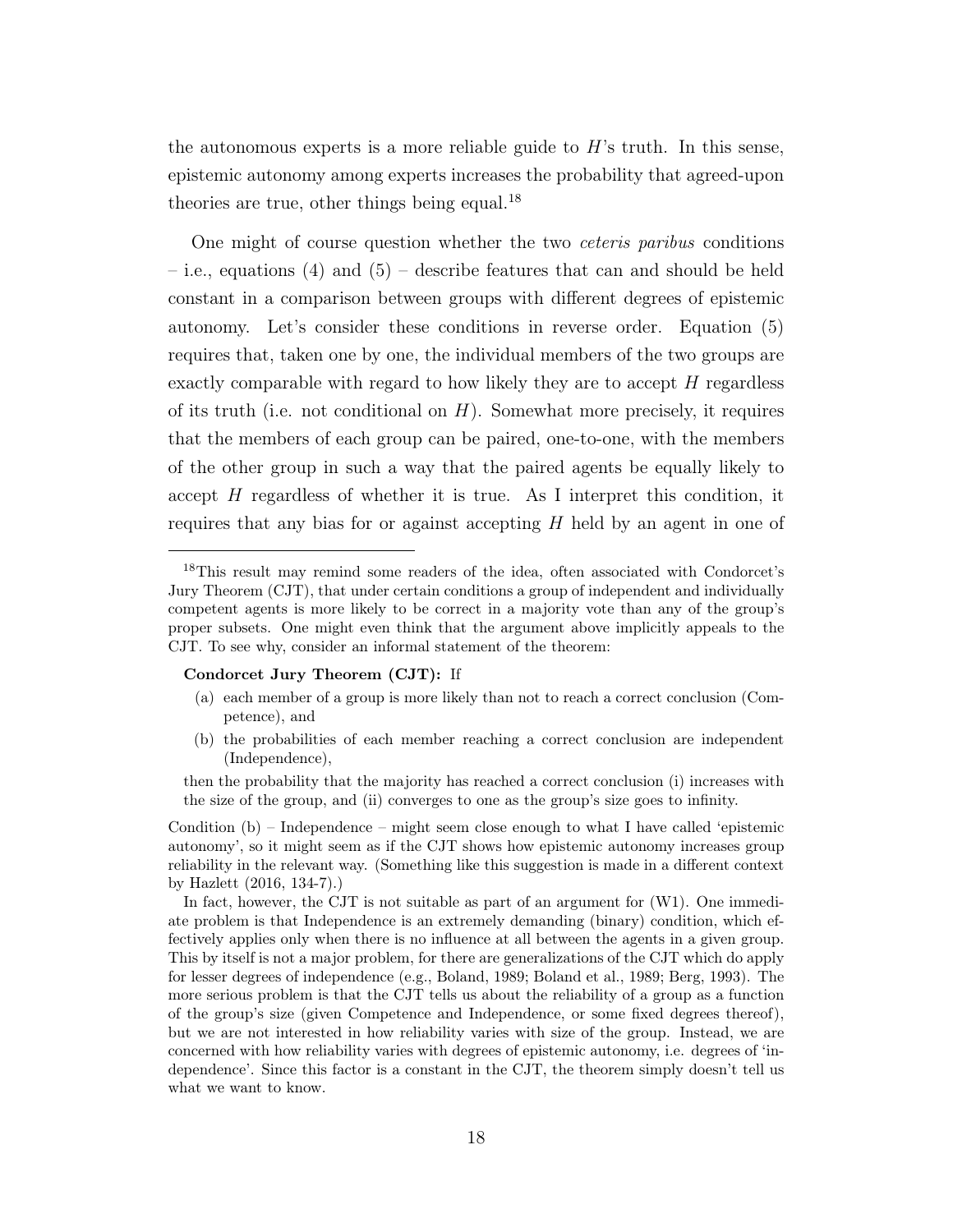the autonomous experts is a more reliable guide to $H$'s truth. In this sense, epistemic autonomy among experts increases the probability that agreed-upon theories are true, other things being equal.[18]

One might of course question whether the two *ceteris paribus* conditions – i.e., equations (4) and (5) – describe features that can and should be held constant in a comparison between groups with different degrees of epistemic autonomy. Let's consider these conditions in reverse order. Equation (5) requires that, taken one by one, the individual members of the two groups are exactly comparable with regard to how likely they are to accept $H$ regardless of its truth (i.e. not conditional on $H$). Somewhat more precisely, it requires that the members of each group can be paired, one-to-one, with the members of the other group in such a way that the paired agents be equally likely to accept $H$ regardless of whether it is true. As I interpret this condition, it requires that any bias for or against accepting $H$ held by an agent in one of

---

[18] This result may remind some readers of the idea, often associated with Condorcet's Jury Theorem (CJT), that under certain conditions a group of independent and individually competent agents is more likely to be correct in a majority vote than any of the group's proper subsets. One might even think that the argument above implicitly appeals to the CJT. To see why, consider an informal statement of the theorem:

**Condorcet Jury Theorem (CJT):** If

(a) each member of a group is more likely than not to reach a correct conclusion (Competence), and

(b) the probabilities of each member reaching a correct conclusion are independent (Independence),

then the probability that the majority has reached a correct conclusion (i) increases with the size of the group, and (ii) converges to one as the group's size goes to infinity.

Condition (b) – Independence – might seem close enough to what I have called 'epistemic autonomy', so it might seem as if the CJT shows how epistemic autonomy increases group reliability in the relevant way. (Something like this suggestion is made in a different context by Hazlett (2016, 134-7).)

In fact, however, the CJT is not suitable as part of an argument for (W1). One immediate problem is that Independence is an extremely demanding (binary) condition, which effectively applies only when there is no influence at all between the agents in a given group. This by itself is not a major problem, for there are generalizations of the CJT which do apply for lesser degrees of independence (e.g., Boland, 1989; Boland et al., 1989; Berg, 1993). The more serious problem is that the CJT tells us about the reliability of a group as a function of the group's size (given Competence and Independence, or some fixed degrees thereof), but we are not interested in how reliability varies with size of the group. Instead, we are concerned with how reliability varies with degrees of epistemic autonomy, i.e. degrees of 'independence'. Since this factor is a constant in the CJT, the theorem simply doesn't tell us what we want to know.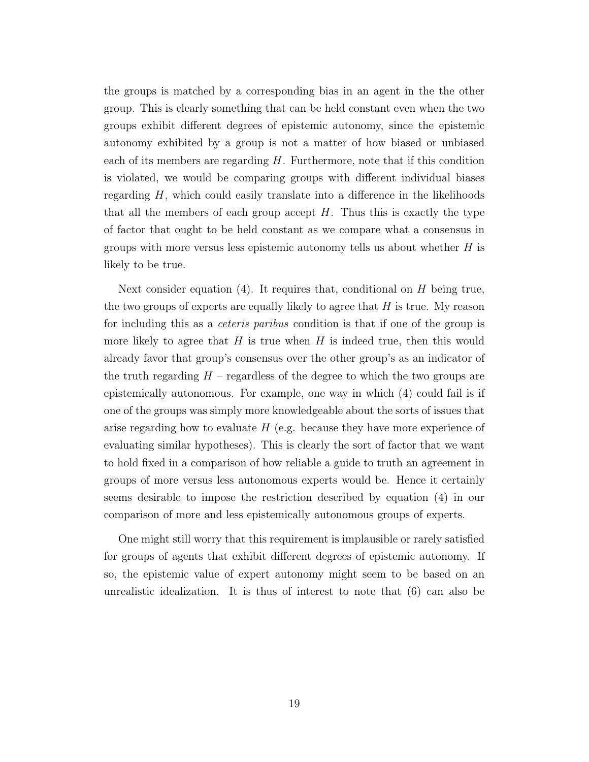the groups is matched by a corresponding bias in an agent in the the other group. This is clearly something that can be held constant even when the two groups exhibit different degrees of epistemic autonomy, since the epistemic autonomy exhibited by a group is not a matter of how biased or unbiased each of its members are regarding $H$. Furthermore, note that if this condition is violated, we would be comparing groups with different individual biases regarding $H$, which could easily translate into a difference in the likelihoods that all the members of each group accept $H$. Thus this is exactly the type of factor that ought to be held constant as we compare what a consensus in groups with more versus less epistemic autonomy tells us about whether $H$ is likely to be true.

Next consider equation (4). It requires that, conditional on $H$ being true, the two groups of experts are equally likely to agree that $H$ is true. My reason for including this as a *ceteris paribus* condition is that if one of the group is more likely to agree that $H$ is true when $H$ is indeed true, then this would already favor that group's consensus over the other group's as an indicator of the truth regarding $H$ – regardless of the degree to which the two groups are epistemically autonomous. For example, one way in which (4) could fail is if one of the groups was simply more knowledgeable about the sorts of issues that arise regarding how to evaluate $H$ (e.g. because they have more experience of evaluating similar hypotheses). This is clearly the sort of factor that we want to hold fixed in a comparison of how reliable a guide to truth an agreement in groups of more versus less autonomous experts would be. Hence it certainly seems desirable to impose the restriction described by equation (4) in our comparison of more and less epistemically autonomous groups of experts.

One might still worry that this requirement is implausible or rarely satisfied for groups of agents that exhibit different degrees of epistemic autonomy. If so, the epistemic value of expert autonomy might seem to be based on an unrealistic idealization. It is thus of interest to note that (6) can also be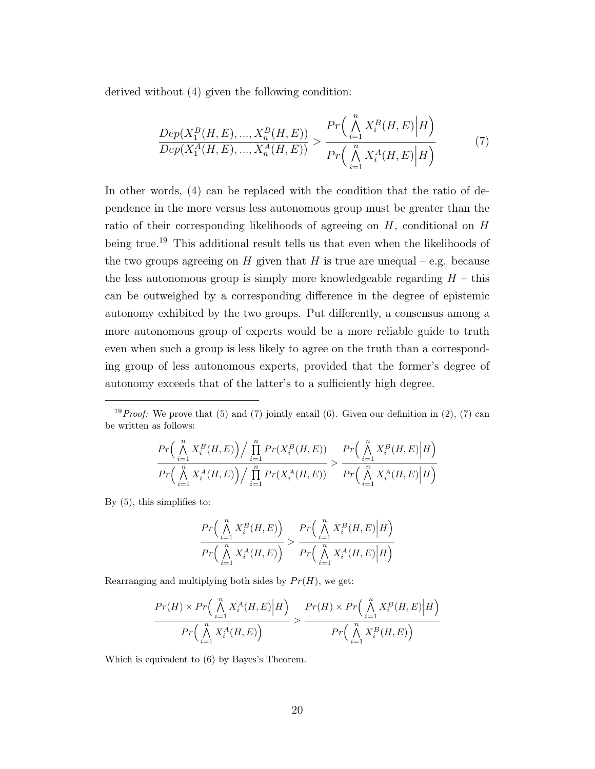derived without (4) given the following condition:

$$\frac{Dep(X_1^B(H,E),...,X_n^B(H,E))}{Dep(X_1^A(H,E),...,X_n^A(H,E))} > \frac{Pr\Big(\bigwedge_{i=1}^{n} X_i^B(H,E)\Big|H\Big)}{Pr\Big(\bigwedge_{i=1}^{n} X_i^A(H,E)\Big|H\Big)} \tag{7}$$

In other words, (4) can be replaced with the condition that the ratio of dependence in the more versus less autonomous group must be greater than the ratio of their corresponding likelihoods of agreeing on $H$, conditional on $H$ being true.[19] This additional result tells us that even when the likelihoods of the two groups agreeing on $H$ given that $H$ is true are unequal – e.g. because the less autonomous group is simply more knowledgeable regarding $H$ – this can be outweighed by a corresponding difference in the degree of epistemic autonomy exhibited by the two groups. Put differently, a consensus among a more autonomous group of experts would be a more reliable guide to truth even when such a group is less likely to agree on the truth than a corresponding group of less autonomous experts, provided that the former's degree of autonomy exceeds that of the latter's to a sufficiently high degree.

---

[19]*Proof:* We prove that (5) and (7) jointly entail (6). Given our definition in (2), (7) can be written as follows:

$$\frac{Pr\Big(\bigwedge_{i=1}^{n} X_i^B(H,E)\Big) \Big/ \prod_{i=1}^{n} Pr(X_i^B(H,E))}{Pr\Big(\bigwedge_{i=1}^{n} X_i^A(H,E)\Big) \Big/ \prod_{i=1}^{n} Pr(X_i^A(H,E))} > \frac{Pr\Big(\bigwedge_{i=1}^{n} X_i^B(H,E)\Big|H\Big)}{Pr\Big(\bigwedge_{i=1}^{n} X_i^A(H,E)\Big|H\Big)}$$

By (5), this simplifies to:

$$\frac{Pr\Big(\bigwedge_{i=1}^{n} X_i^B(H,E)\Big)}{Pr\Big(\bigwedge_{i=1}^{n} X_i^A(H,E)\Big)} > \frac{Pr\Big(\bigwedge_{i=1}^{n} X_i^B(H,E)\Big|H\Big)}{Pr\Big(\bigwedge_{i=1}^{n} X_i^A(H,E)\Big|H\Big)}$$

Rearranging and multiplying both sides by $Pr(H)$, we get:

$$\frac{Pr(H) \times Pr\Big(\bigwedge_{i=1}^{n} X_i^A(H,E)\Big|H\Big)}{Pr\Big(\bigwedge_{i=1}^{n} X_i^A(H,E)\Big)} > \frac{Pr(H) \times Pr\Big(\bigwedge_{i=1}^{n} X_i^B(H,E)\Big|H\Big)}{Pr\Big(\bigwedge_{i=1}^{n} X_i^B(H,E)\Big)}$$

Which is equivalent to (6) by Bayes's Theorem.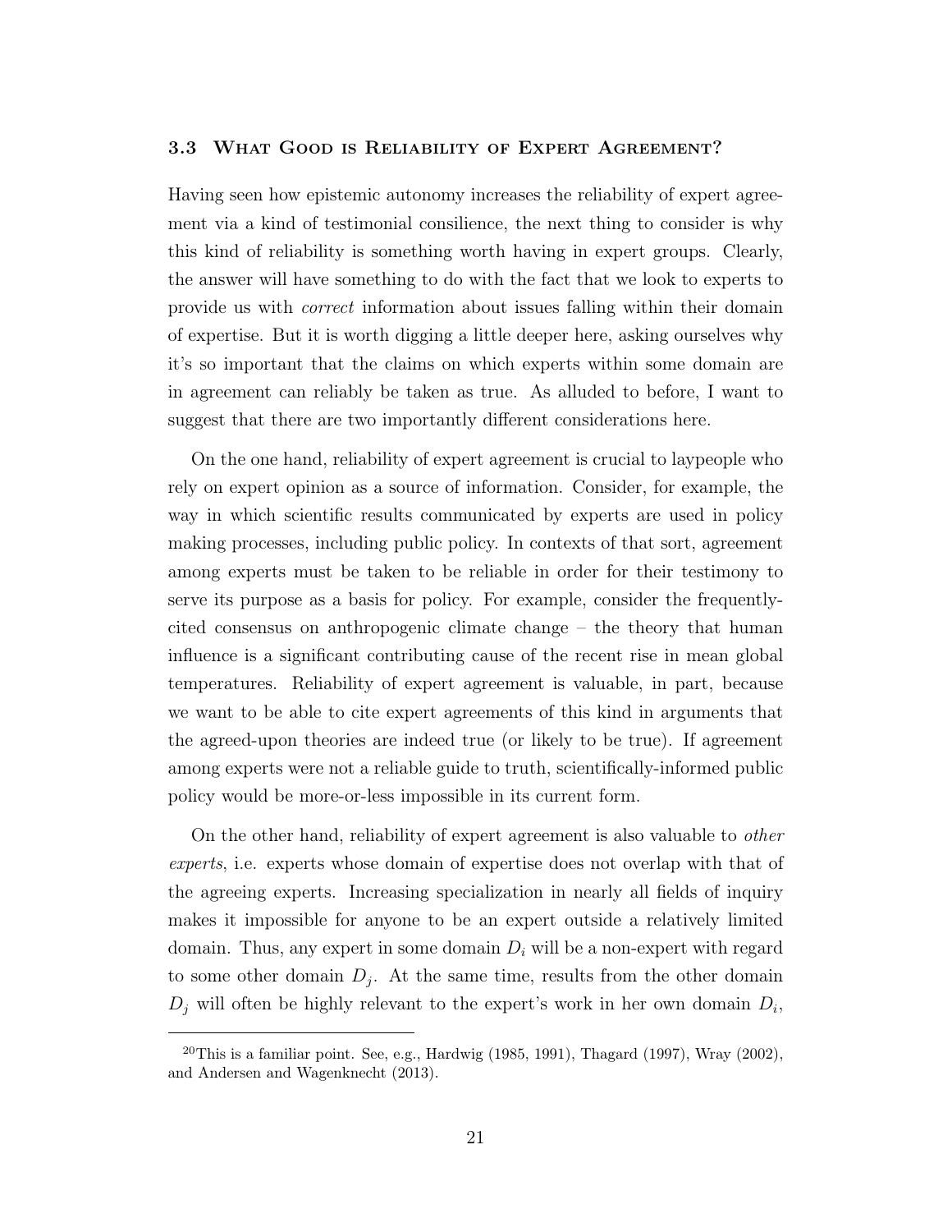### 3.3 What Good is Reliability of Expert Agreement?

Having seen how epistemic autonomy increases the reliability of expert agreement via a kind of testimonial consilience, the next thing to consider is why this kind of reliability is something worth having in expert groups. Clearly, the answer will have something to do with the fact that we look to experts to provide us with *correct* information about issues falling within their domain of expertise. But it is worth digging a little deeper here, asking ourselves why it's so important that the claims on which experts within some domain are in agreement can reliably be taken as true. As alluded to before, I want to suggest that there are two importantly different considerations here.

On the one hand, reliability of expert agreement is crucial to laypeople who rely on expert opinion as a source of information. Consider, for example, the way in which scientific results communicated by experts are used in policy making processes, including public policy. In contexts of that sort, agreement among experts must be taken to be reliable in order for their testimony to serve its purpose as a basis for policy. For example, consider the frequently-cited consensus on anthropogenic climate change – the theory that human influence is a significant contributing cause of the recent rise in mean global temperatures. Reliability of expert agreement is valuable, in part, because we want to be able to cite expert agreements of this kind in arguments that the agreed-upon theories are indeed true (or likely to be true). If agreement among experts were not a reliable guide to truth, scientifically-informed public policy would be more-or-less impossible in its current form.

On the other hand, reliability of expert agreement is also valuable to *other experts*, i.e. experts whose domain of expertise does not overlap with that of the agreeing experts. Increasing specialization in nearly all fields of inquiry makes it impossible for anyone to be an expert outside a relatively limited domain. Thus, any expert in some domain $D_i$ will be a non-expert with regard to some other domain $D_j$. At the same time, results from the other domain $D_j$ will often be highly relevant to the expert's work in her own domain $D_i$,

[20] This is a familiar point. See, e.g., Hardwig (1985, 1991), Thagard (1997), Wray (2002), and Andersen and Wagenknecht (2013).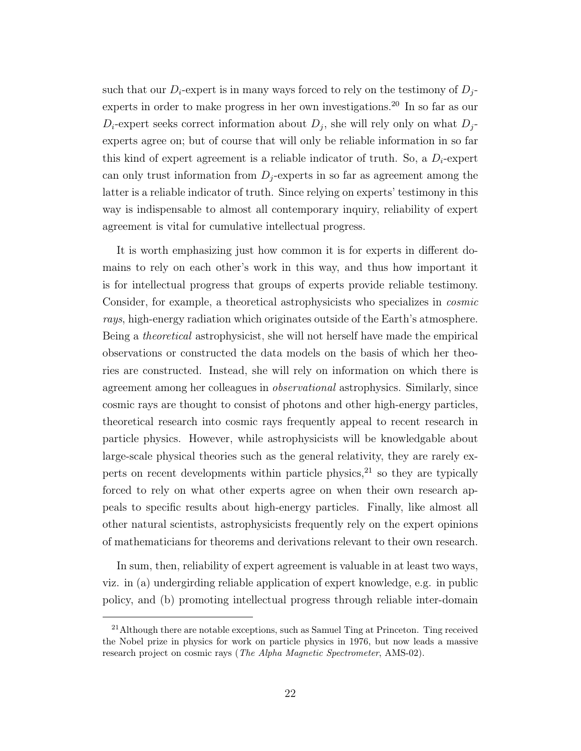such that our $D_i$-expert is in many ways forced to rely on the testimony of $D_j$-experts in order to make progress in her own investigations.[20] In so far as our $D_i$-expert seeks correct information about $D_j$, she will rely only on what $D_j$-experts agree on; but of course that will only be reliable information in so far this kind of expert agreement is a reliable indicator of truth. So, a $D_i$-expert can only trust information from $D_j$-experts in so far as agreement among the latter is a reliable indicator of truth. Since relying on experts' testimony in this way is indispensable to almost all contemporary inquiry, reliability of expert agreement is vital for cumulative intellectual progress.

It is worth emphasizing just how common it is for experts in different domains to rely on each other's work in this way, and thus how important it is for intellectual progress that groups of experts provide reliable testimony. Consider, for example, a theoretical astrophysicists who specializes in *cosmic rays*, high-energy radiation which originates outside of the Earth's atmosphere. Being a *theoretical* astrophysicist, she will not herself have made the empirical observations or constructed the data models on the basis of which her theories are constructed. Instead, she will rely on information on which there is agreement among her colleagues in *observational* astrophysics. Similarly, since cosmic rays are thought to consist of photons and other high-energy particles, theoretical research into cosmic rays frequently appeal to recent research in particle physics. However, while astrophysicists will be knowledgable about large-scale physical theories such as the general relativity, they are rarely experts on recent developments within particle physics,[21] so they are typically forced to rely on what other experts agree on when their own research appeals to specific results about high-energy particles. Finally, like almost all other natural scientists, astrophysicists frequently rely on the expert opinions of mathematicians for theorems and derivations relevant to their own research.

In sum, then, reliability of expert agreement is valuable in at least two ways, viz. in (a) undergirding reliable application of expert knowledge, e.g. in public policy, and (b) promoting intellectual progress through reliable inter-domain

[21] Although there are notable exceptions, such as Samuel Ting at Princeton. Ting received the Nobel prize in physics for work on particle physics in 1976, but now leads a massive research project on cosmic rays (*The Alpha Magnetic Spectrometer*, AMS-02).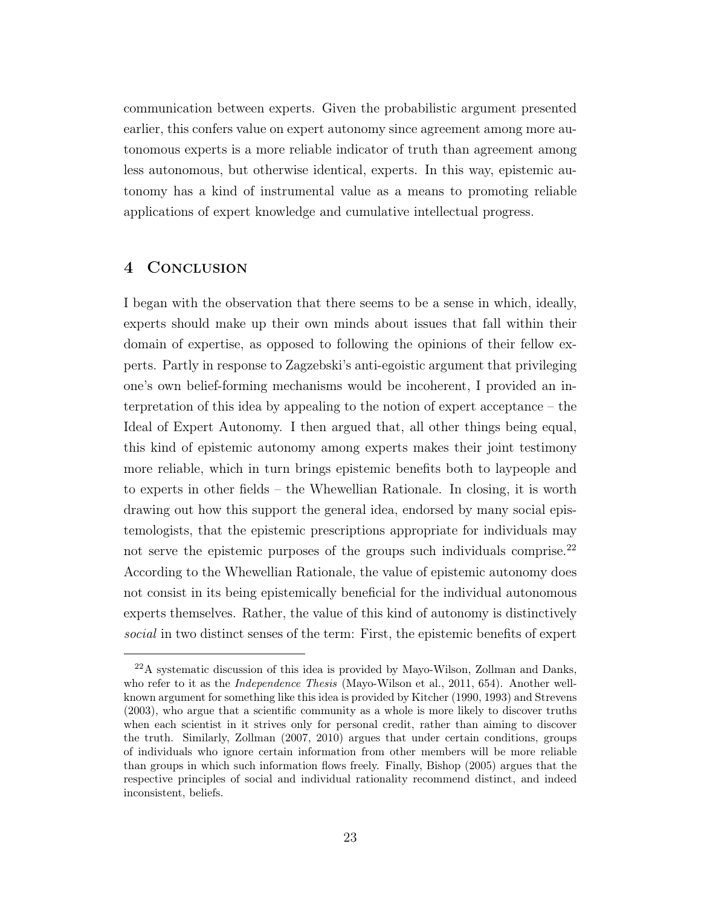communication between experts. Given the probabilistic argument presented earlier, this confers value on expert autonomy since agreement among more autonomous experts is a more reliable indicator of truth than agreement among less autonomous, but otherwise identical, experts. In this way, epistemic autonomy has a kind of instrumental value as a means to promoting reliable applications of expert knowledge and cumulative intellectual progress.

## 4 Conclusion

I began with the observation that there seems to be a sense in which, ideally, experts should make up their own minds about issues that fall within their domain of expertise, as opposed to following the opinions of their fellow experts. Partly in response to Zagzebski's anti-egoistic argument that privileging one's own belief-forming mechanisms would be incoherent, I provided an interpretation of this idea by appealing to the notion of expert acceptance – the Ideal of Expert Autonomy. I then argued that, all other things being equal, this kind of epistemic autonomy among experts makes their joint testimony more reliable, which in turn brings epistemic benefits both to laypeople and to experts in other fields – the Whewellian Rationale. In closing, it is worth drawing out how this support the general idea, endorsed by many social epistemologists, that the epistemic prescriptions appropriate for individuals may not serve the epistemic purposes of the groups such individuals comprise.[22] According to the Whewellian Rationale, the value of epistemic autonomy does not consist in its being epistemically beneficial for the individual autonomous experts themselves. Rather, the value of this kind of autonomy is distinctively *social* in two distinct senses of the term: First, the epistemic benefits of expert

[22] A systematic discussion of this idea is provided by Mayo-Wilson, Zollman and Danks, who refer to it as the *Independence Thesis* (Mayo-Wilson et al., 2011, 654). Another well-known argument for something like this idea is provided by Kitcher (1990, 1993) and Strevens (2003), who argue that a scientific community as a whole is more likely to discover truths when each scientist in it strives only for personal credit, rather than aiming to discover the truth. Similarly, Zollman (2007, 2010) argues that under certain conditions, groups of individuals who ignore certain information from other members will be more reliable than groups in which such information flows freely. Finally, Bishop (2005) argues that the respective principles of social and individual rationality recommend distinct, and indeed inconsistent, beliefs.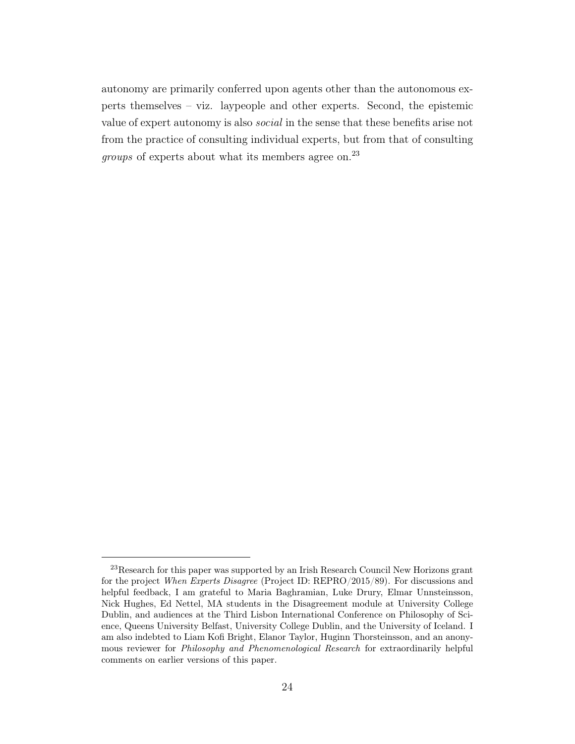autonomy are primarily conferred upon agents other than the autonomous experts themselves – viz. laypeople and other experts. Second, the epistemic value of expert autonomy is also *social* in the sense that these benefits arise not from the practice of consulting individual experts, but from that of consulting *groups* of experts about what its members agree on.[23]

---

[23] Research for this paper was supported by an Irish Research Council New Horizons grant for the project *When Experts Disagree* (Project ID: REPRO/2015/89). For discussions and helpful feedback, I am grateful to Maria Baghramian, Luke Drury, Elmar Unnsteinsson, Nick Hughes, Ed Nettel, MA students in the Disagreement module at University College Dublin, and audiences at the Third Lisbon International Conference on Philosophy of Science, Queens University Belfast, University College Dublin, and the University of Iceland. I am also indebted to Liam Kofi Bright, Elanor Taylor, Huginn Thorsteinsson, and an anonymous reviewer for *Philosophy and Phenomenological Research* for extraordinarily helpful comments on earlier versions of this paper.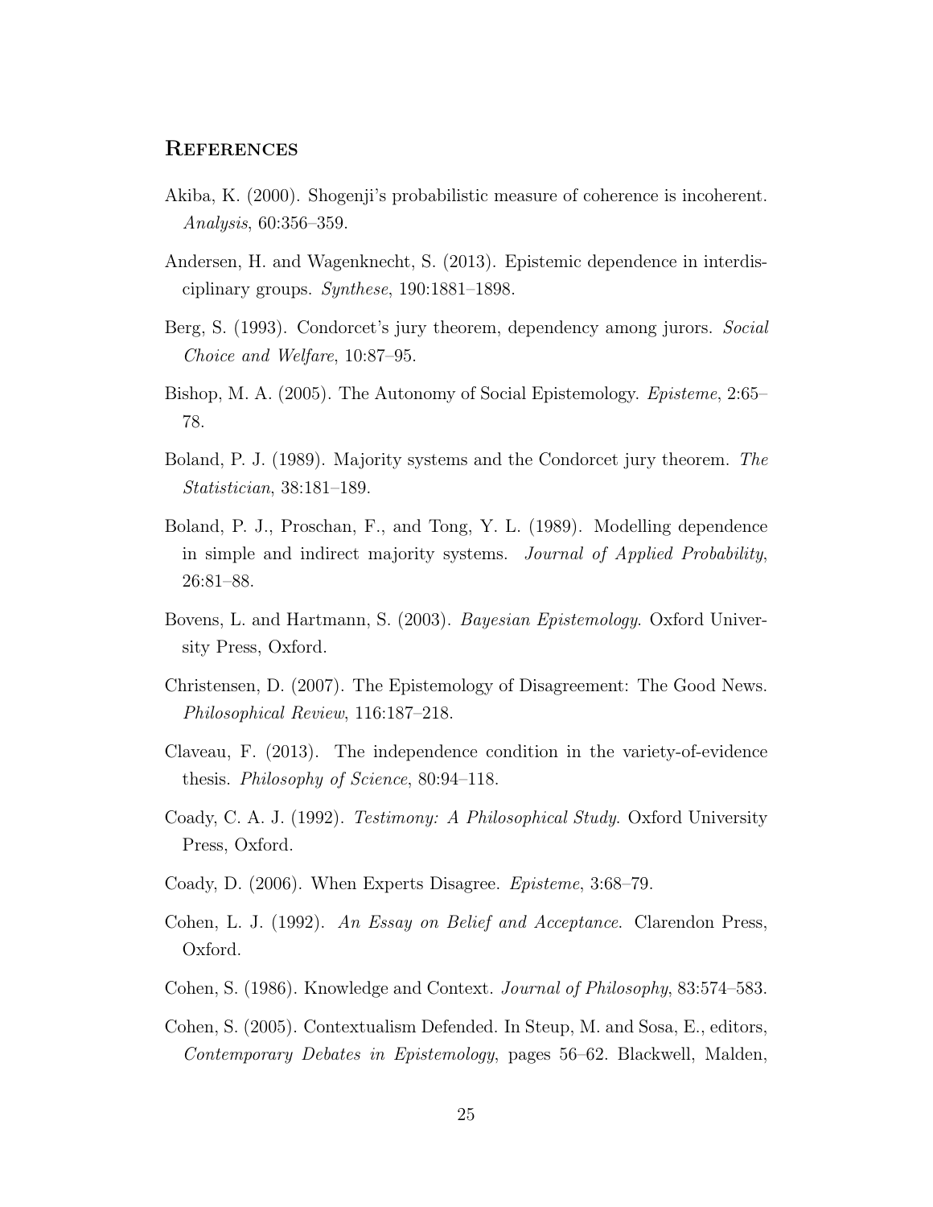## References

Akiba, K. (2000). Shogenji's probabilistic measure of coherence is incoherent. *Analysis*, 60:356–359.

Andersen, H. and Wagenknecht, S. (2013). Epistemic dependence in interdisciplinary groups. *Synthese*, 190:1881–1898.

Berg, S. (1993). Condorcet's jury theorem, dependency among jurors. *Social Choice and Welfare*, 10:87–95.

Bishop, M. A. (2005). The Autonomy of Social Epistemology. *Episteme*, 2:65–78.

Boland, P. J. (1989). Majority systems and the Condorcet jury theorem. *The Statistician*, 38:181–189.

Boland, P. J., Proschan, F., and Tong, Y. L. (1989). Modelling dependence in simple and indirect majority systems. *Journal of Applied Probability*, 26:81–88.

Bovens, L. and Hartmann, S. (2003). *Bayesian Epistemology*. Oxford University Press, Oxford.

Christensen, D. (2007). The Epistemology of Disagreement: The Good News. *Philosophical Review*, 116:187–218.

Claveau, F. (2013). The independence condition in the variety-of-evidence thesis. *Philosophy of Science*, 80:94–118.

Coady, C. A. J. (1992). *Testimony: A Philosophical Study*. Oxford University Press, Oxford.

Coady, D. (2006). When Experts Disagree. *Episteme*, 3:68–79.

Cohen, L. J. (1992). *An Essay on Belief and Acceptance*. Clarendon Press, Oxford.

Cohen, S. (1986). Knowledge and Context. *Journal of Philosophy*, 83:574–583.

Cohen, S. (2005). Contextualism Defended. In Steup, M. and Sosa, E., editors, *Contemporary Debates in Epistemology*, pages 56–62. Blackwell, Malden,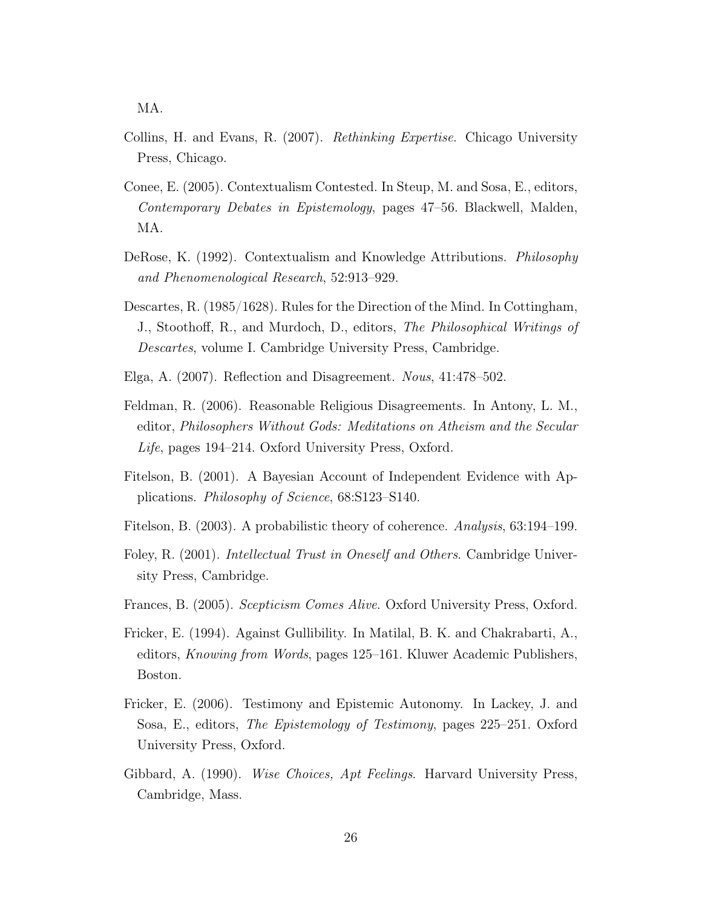MA.

Collins, H. and Evans, R. (2007). *Rethinking Expertise*. Chicago University Press, Chicago.

Conee, E. (2005). Contextualism Contested. In Steup, M. and Sosa, E., editors, *Contemporary Debates in Epistemology*, pages 47–56. Blackwell, Malden, MA.

DeRose, K. (1992). Contextualism and Knowledge Attributions. *Philosophy and Phenomenological Research*, 52:913–929.

Descartes, R. (1985/1628). Rules for the Direction of the Mind. In Cottingham, J., Stoothoff, R., and Murdoch, D., editors, *The Philosophical Writings of Descartes*, volume I. Cambridge University Press, Cambridge.

Elga, A. (2007). Reflection and Disagreement. *Nous*, 41:478–502.

Feldman, R. (2006). Reasonable Religious Disagreements. In Antony, L. M., editor, *Philosophers Without Gods: Meditations on Atheism and the Secular Life*, pages 194–214. Oxford University Press, Oxford.

Fitelson, B. (2001). A Bayesian Account of Independent Evidence with Applications. *Philosophy of Science*, 68:S123–S140.

Fitelson, B. (2003). A probabilistic theory of coherence. *Analysis*, 63:194–199.

Foley, R. (2001). *Intellectual Trust in Oneself and Others*. Cambridge University Press, Cambridge.

Frances, B. (2005). *Scepticism Comes Alive*. Oxford University Press, Oxford.

Fricker, E. (1994). Against Gullibility. In Matilal, B. K. and Chakrabarti, A., editors, *Knowing from Words*, pages 125–161. Kluwer Academic Publishers, Boston.

Fricker, E. (2006). Testimony and Epistemic Autonomy. In Lackey, J. and Sosa, E., editors, *The Epistemology of Testimony*, pages 225–251. Oxford University Press, Oxford.

Gibbard, A. (1990). *Wise Choices, Apt Feelings*. Harvard University Press, Cambridge, Mass.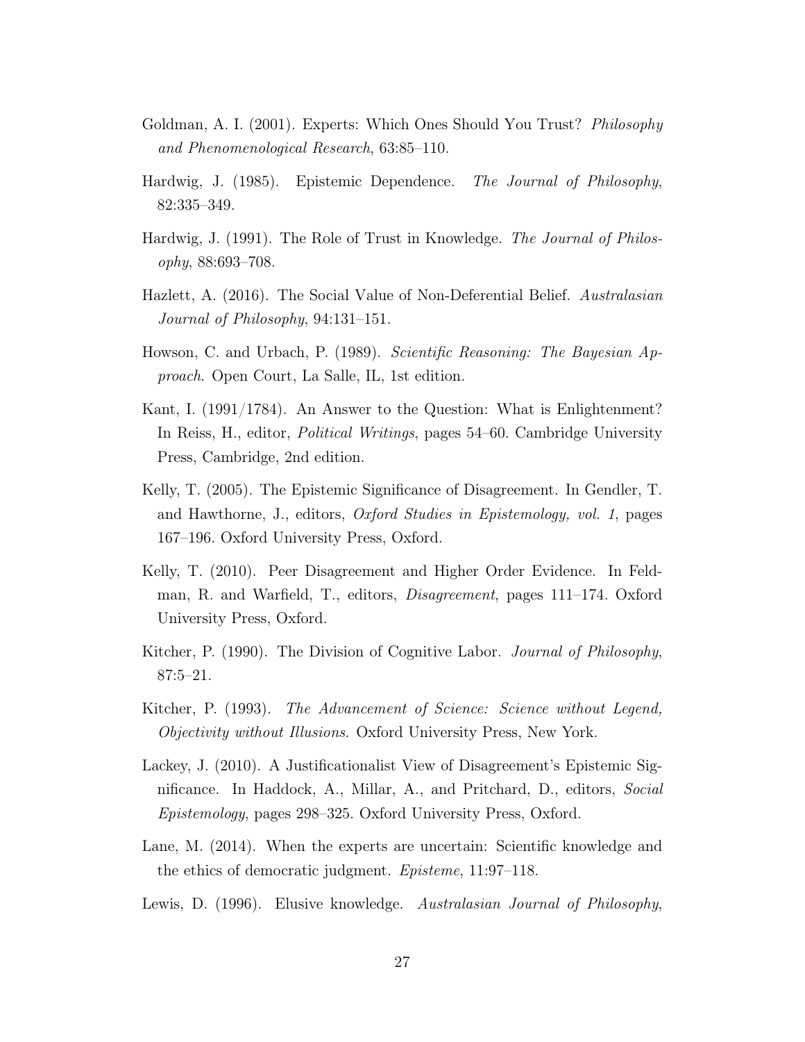Goldman, A. I. (2001). Experts: Which Ones Should You Trust? *Philosophy and Phenomenological Research*, 63:85–110.

Hardwig, J. (1985). Epistemic Dependence. *The Journal of Philosophy*, 82:335–349.

Hardwig, J. (1991). The Role of Trust in Knowledge. *The Journal of Philosophy*, 88:693–708.

Hazlett, A. (2016). The Social Value of Non-Deferential Belief. *Australasian Journal of Philosophy*, 94:131–151.

Howson, C. and Urbach, P. (1989). *Scientific Reasoning: The Bayesian Approach*. Open Court, La Salle, IL, 1st edition.

Kant, I. (1991/1784). An Answer to the Question: What is Enlightenment? In Reiss, H., editor, *Political Writings*, pages 54–60. Cambridge University Press, Cambridge, 2nd edition.

Kelly, T. (2005). The Epistemic Significance of Disagreement. In Gendler, T. and Hawthorne, J., editors, *Oxford Studies in Epistemology, vol. 1*, pages 167–196. Oxford University Press, Oxford.

Kelly, T. (2010). Peer Disagreement and Higher Order Evidence. In Feldman, R. and Warfield, T., editors, *Disagreement*, pages 111–174. Oxford University Press, Oxford.

Kitcher, P. (1990). The Division of Cognitive Labor. *Journal of Philosophy*, 87:5–21.

Kitcher, P. (1993). *The Advancement of Science: Science without Legend, Objectivity without Illusions*. Oxford University Press, New York.

Lackey, J. (2010). A Justificationalist View of Disagreement's Epistemic Significance. In Haddock, A., Millar, A., and Pritchard, D., editors, *Social Epistemology*, pages 298–325. Oxford University Press, Oxford.

Lane, M. (2014). When the experts are uncertain: Scientific knowledge and the ethics of democratic judgment. *Episteme*, 11:97–118.

Lewis, D. (1996). Elusive knowledge. *Australasian Journal of Philosophy*,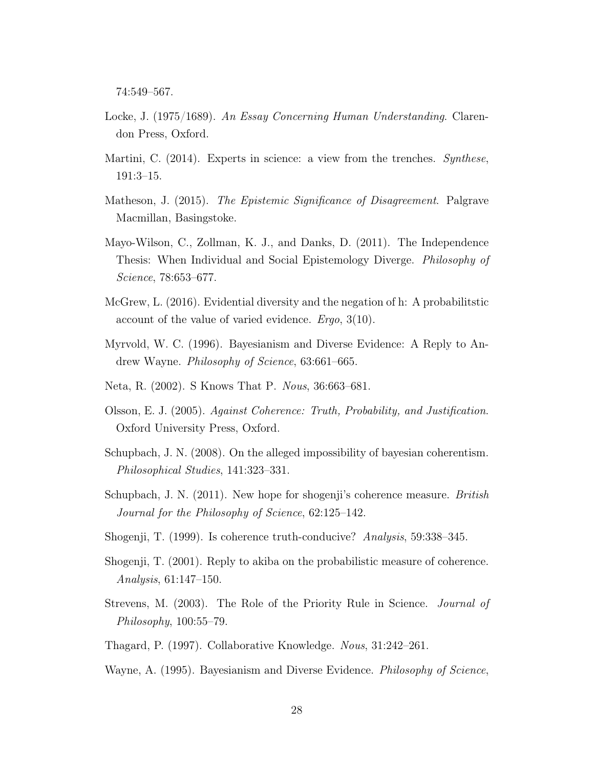74:549–567.

Locke, J. (1975/1689). *An Essay Concerning Human Understanding*. Clarendon Press, Oxford.

Martini, C. (2014). Experts in science: a view from the trenches. *Synthese*, 191:3–15.

Matheson, J. (2015). *The Epistemic Significance of Disagreement*. Palgrave Macmillan, Basingstoke.

Mayo-Wilson, C., Zollman, K. J., and Danks, D. (2011). The Independence Thesis: When Individual and Social Epistemology Diverge. *Philosophy of Science*, 78:653–677.

McGrew, L. (2016). Evidential diversity and the negation of h: A probabilitstic account of the value of varied evidence. *Ergo*, 3(10).

Myrvold, W. C. (1996). Bayesianism and Diverse Evidence: A Reply to Andrew Wayne. *Philosophy of Science*, 63:661–665.

Neta, R. (2002). S Knows That P. *Nous*, 36:663–681.

Olsson, E. J. (2005). *Against Coherence: Truth, Probability, and Justification*. Oxford University Press, Oxford.

Schupbach, J. N. (2008). On the alleged impossibility of bayesian coherentism. *Philosophical Studies*, 141:323–331.

Schupbach, J. N. (2011). New hope for shogenji's coherence measure. *British Journal for the Philosophy of Science*, 62:125–142.

Shogenji, T. (1999). Is coherence truth-conducive? *Analysis*, 59:338–345.

Shogenji, T. (2001). Reply to akiba on the probabilistic measure of coherence. *Analysis*, 61:147–150.

Strevens, M. (2003). The Role of the Priority Rule in Science. *Journal of Philosophy*, 100:55–79.

Thagard, P. (1997). Collaborative Knowledge. *Nous*, 31:242–261.

Wayne, A. (1995). Bayesianism and Diverse Evidence. *Philosophy of Science*,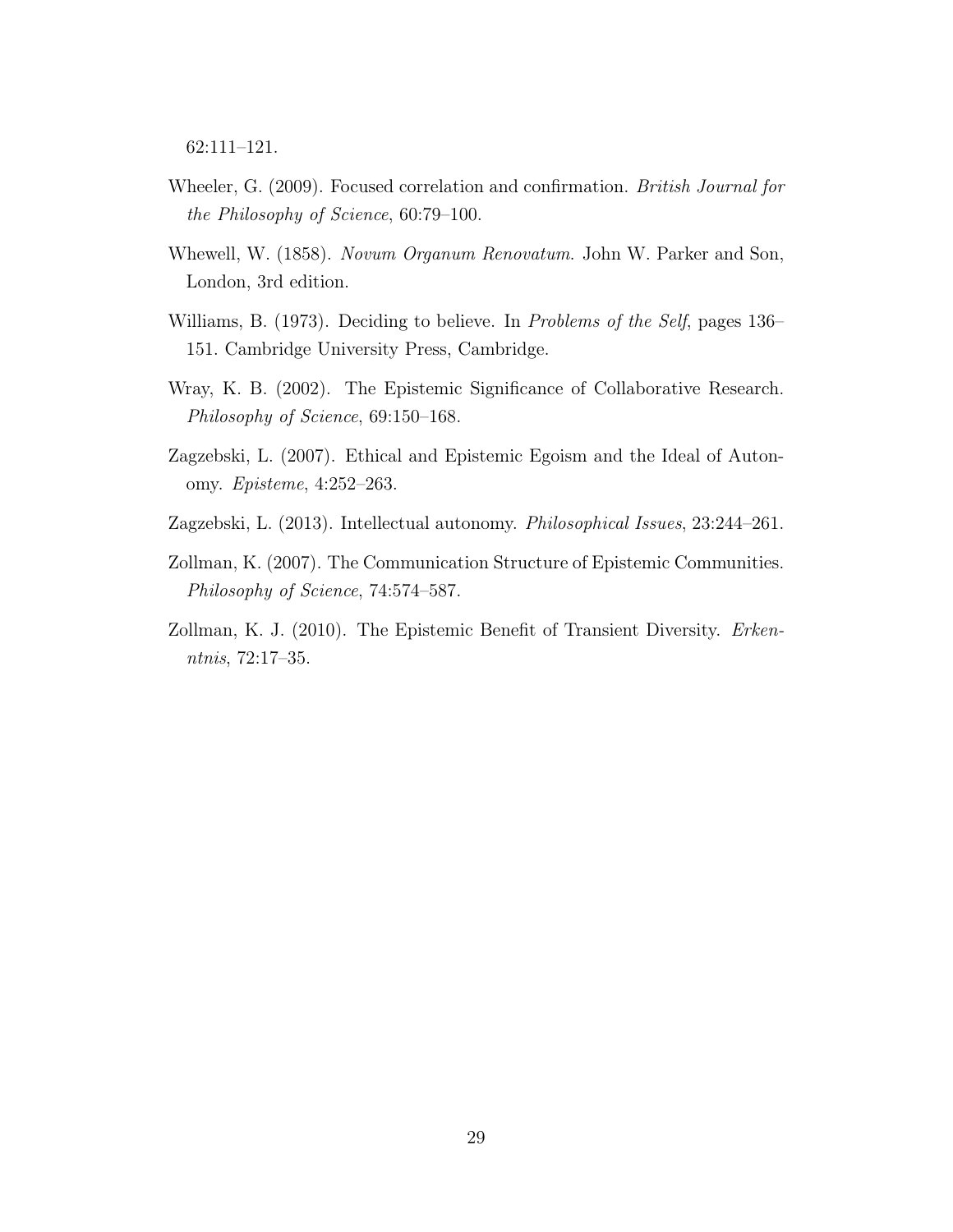62:111–121.

Wheeler, G. (2009). Focused correlation and confirmation. *British Journal for the Philosophy of Science*, 60:79–100.

Whewell, W. (1858). *Novum Organum Renovatum*. John W. Parker and Son, London, 3rd edition.

Williams, B. (1973). Deciding to believe. In *Problems of the Self*, pages 136–151. Cambridge University Press, Cambridge.

Wray, K. B. (2002). The Epistemic Significance of Collaborative Research. *Philosophy of Science*, 69:150–168.

Zagzebski, L. (2007). Ethical and Epistemic Egoism and the Ideal of Autonomy. *Episteme*, 4:252–263.

Zagzebski, L. (2013). Intellectual autonomy. *Philosophical Issues*, 23:244–261.

Zollman, K. (2007). The Communication Structure of Epistemic Communities. *Philosophy of Science*, 74:574–587.

Zollman, K. J. (2010). The Epistemic Benefit of Transient Diversity. *Erkenntnis*, 72:17–35.